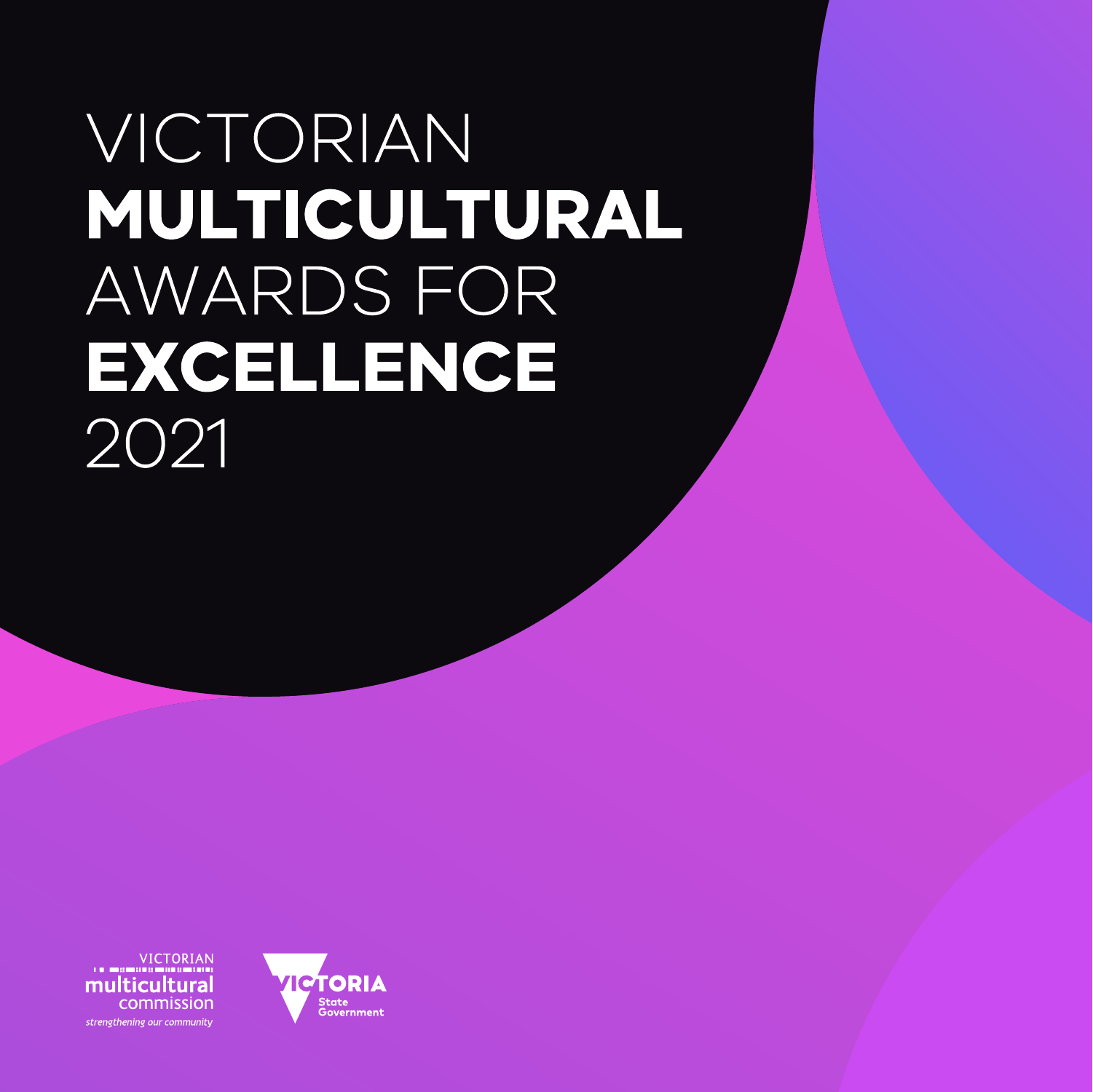# VICTORIAN **MULTICULTURAL** AWARDS FOR **EXCELLENCE** 2021

VICTORIAN multicultural commission

*strengthening our community*

VICTORIA State Government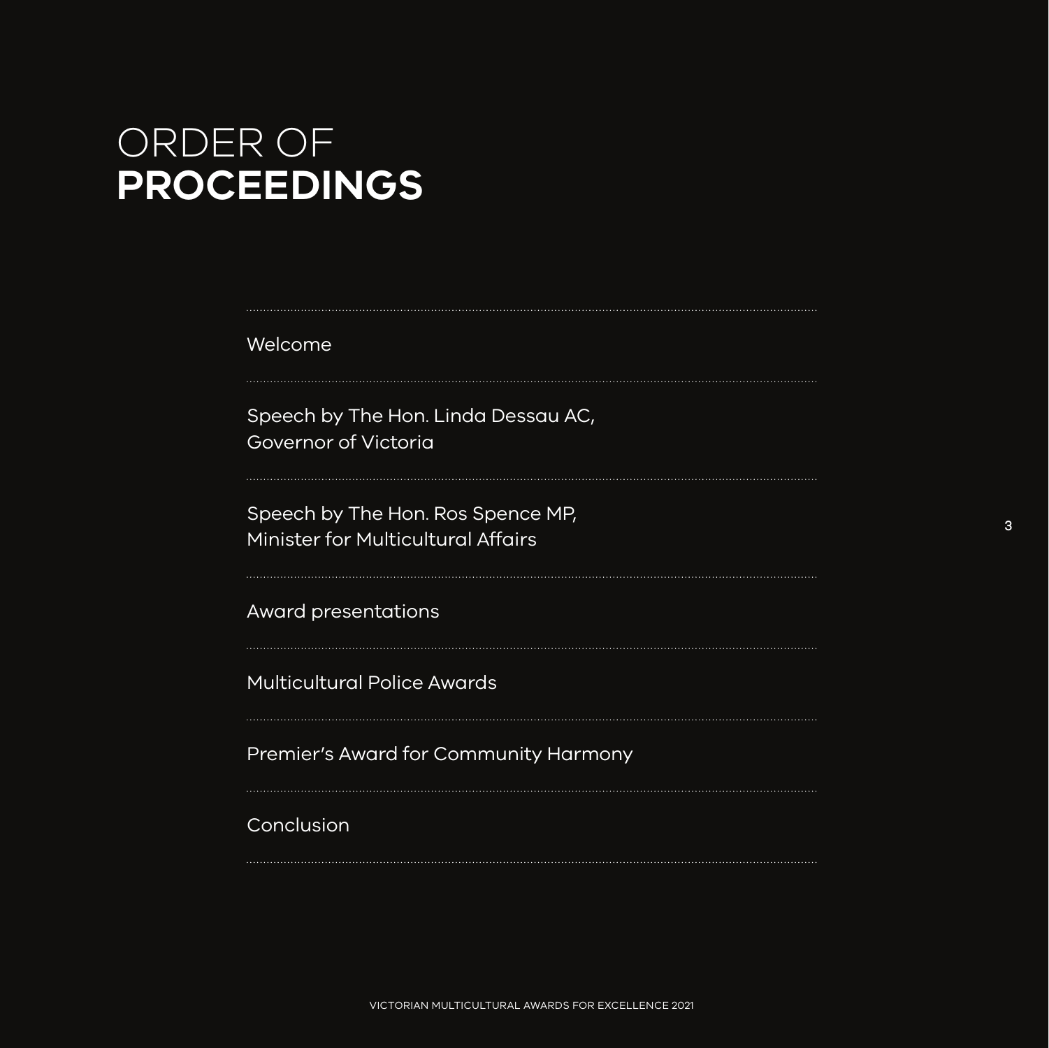# ORDER OF **PROCEEDINGS**

---

Welcome

---

Speech by The Hon. Linda Dessau AC,
Governor of Victoria

---

Speech by The Hon. Ros Spence MP,
Minister for Multicultural Affairs

---

Award presentations

---

Multicultural Police Awards

---

Premier's Award for Community Harmony

---

Conclusion

---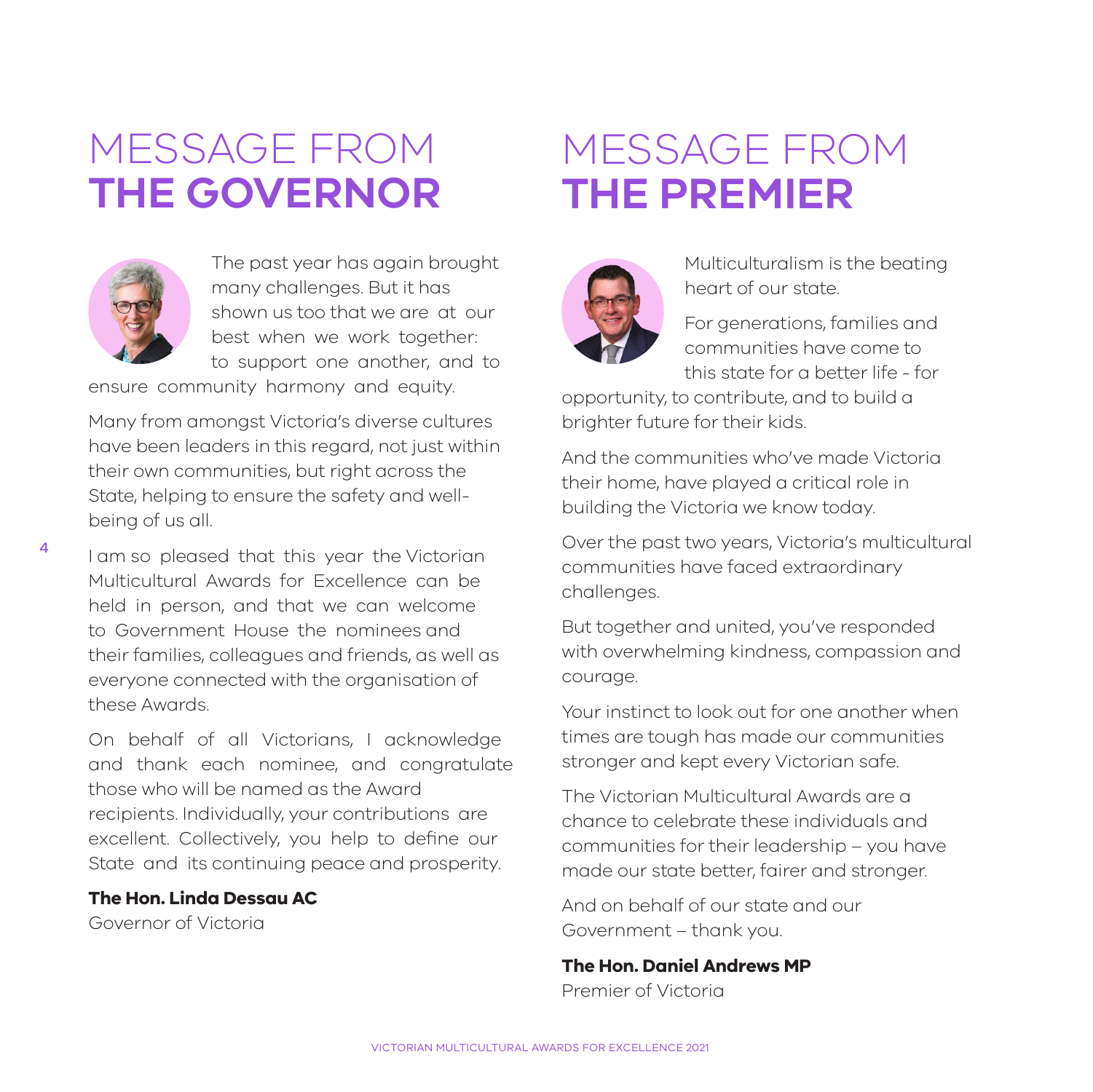# MESSAGE FROM **THE GOVERNOR**

The past year has again brought many challenges. But it has shown us too that we are at our best when we work together: to support one another, and to ensure community harmony and equity.

Many from amongst Victoria's diverse cultures have been leaders in this regard, not just within their own communities, but right across the State, helping to ensure the safety and well-being of us all.

I am so pleased that this year the Victorian Multicultural Awards for Excellence can be held in person, and that we can welcome to Government House the nominees and their families, colleagues and friends, as well as everyone connected with the organisation of these Awards.

On behalf of all Victorians, I acknowledge and thank each nominee, and congratulate those who will be named as the Award recipients. Individually, your contributions are excellent. Collectively, you help to define our State and its continuing peace and prosperity.

**The Hon. Linda Dessau AC**
Governor of Victoria

# MESSAGE FROM **THE PREMIER**

Multiculturalism is the beating heart of our state.

For generations, families and communities have come to this state for a better life - for opportunity, to contribute, and to build a brighter future for their kids.

And the communities who've made Victoria their home, have played a critical role in building the Victoria we know today.

Over the past two years, Victoria's multicultural communities have faced extraordinary challenges.

But together and united, you've responded with overwhelming kindness, compassion and courage.

Your instinct to look out for one another when times are tough has made our communities stronger and kept every Victorian safe.

The Victorian Multicultural Awards are a chance to celebrate these individuals and communities for their leadership – you have made our state better, fairer and stronger.

And on behalf of our state and our Government – thank you.

**The Hon. Daniel Andrews MP**
Premier of Victoria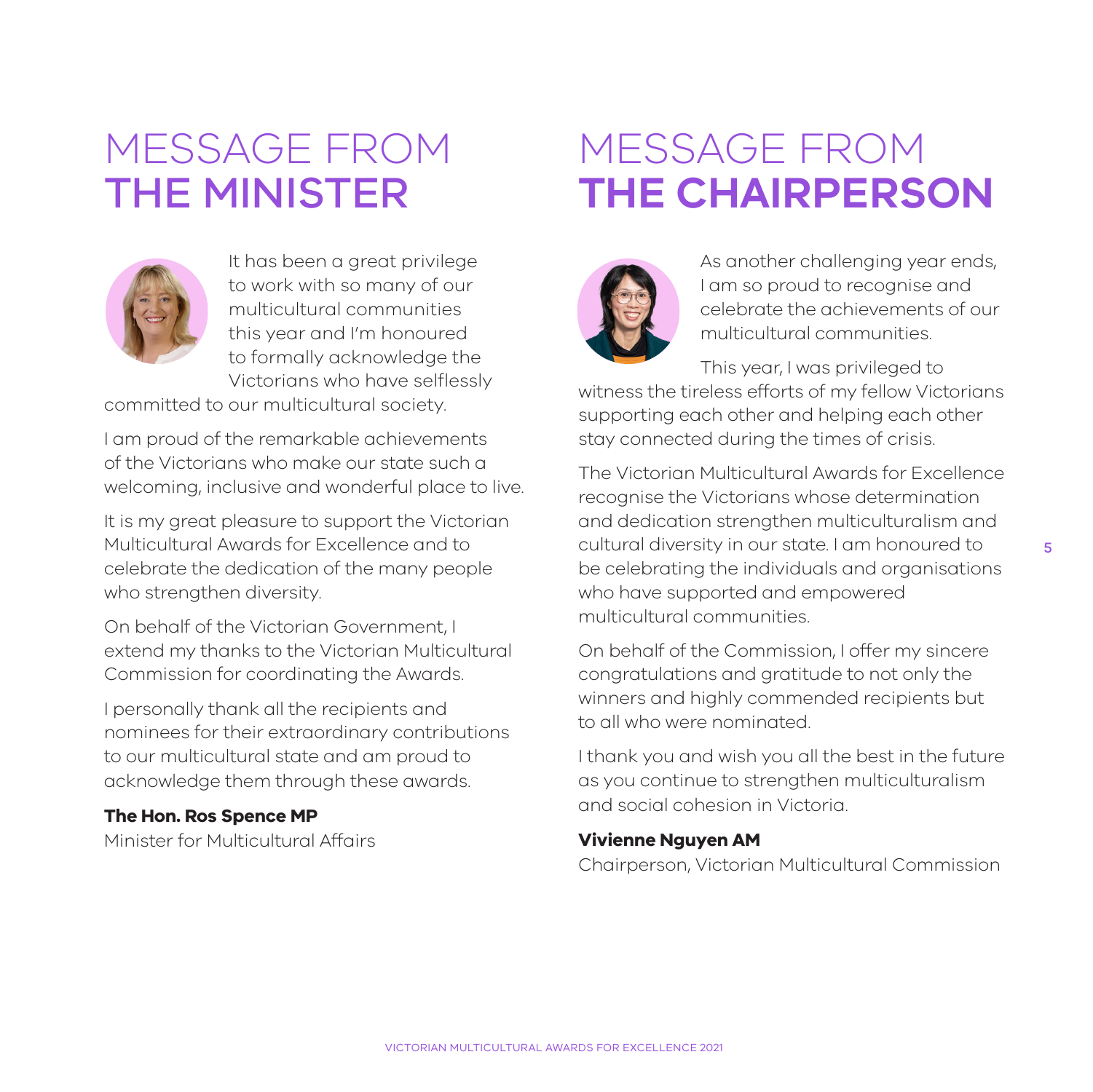# MESSAGE FROM **THE MINISTER**

It has been a great privilege to work with so many of our multicultural communities this year and I'm honoured to formally acknowledge the Victorians who have selflessly committed to our multicultural society.

I am proud of the remarkable achievements of the Victorians who make our state such a welcoming, inclusive and wonderful place to live.

It is my great pleasure to support the Victorian Multicultural Awards for Excellence and to celebrate the dedication of the many people who strengthen diversity.

On behalf of the Victorian Government, I extend my thanks to the Victorian Multicultural Commission for coordinating the Awards.

I personally thank all the recipients and nominees for their extraordinary contributions to our multicultural state and am proud to acknowledge them through these awards.

**The Hon. Ros Spence MP**
Minister for Multicultural Affairs

# MESSAGE FROM **THE CHAIRPERSON**

As another challenging year ends, I am so proud to recognise and celebrate the achievements of our multicultural communities.

This year, I was privileged to witness the tireless efforts of my fellow Victorians supporting each other and helping each other stay connected during the times of crisis.

The Victorian Multicultural Awards for Excellence recognise the Victorians whose determination and dedication strengthen multiculturalism and cultural diversity in our state. I am honoured to be celebrating the individuals and organisations who have supported and empowered multicultural communities.

On behalf of the Commission, I offer my sincere congratulations and gratitude to not only the winners and highly commended recipients but to all who were nominated.

I thank you and wish you all the best in the future as you continue to strengthen multiculturalism and social cohesion in Victoria.

**Vivienne Nguyen AM**
Chairperson, Victorian Multicultural Commission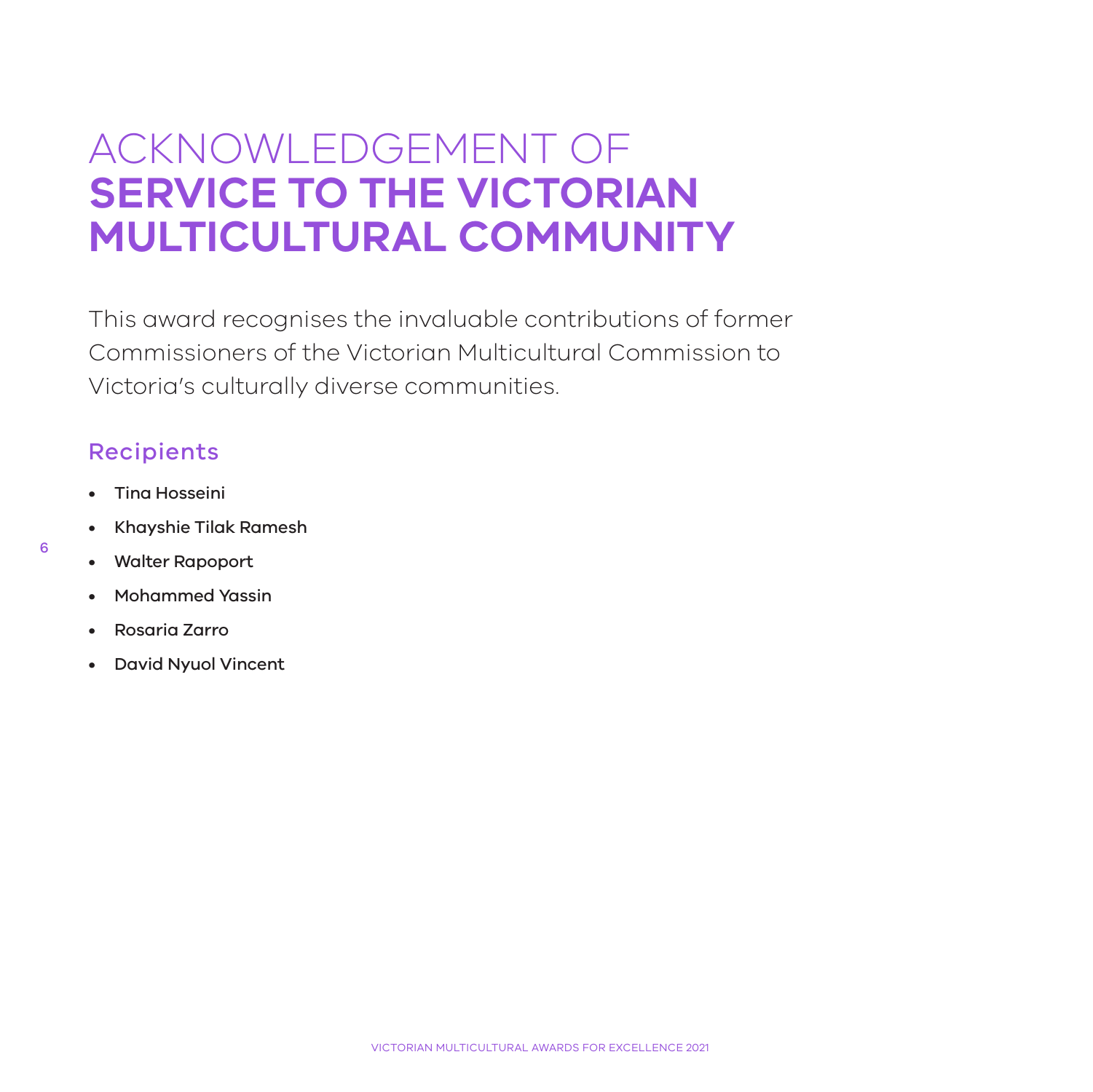# ACKNOWLEDGEMENT OF **SERVICE TO THE VICTORIAN MULTICULTURAL COMMUNITY**

This award recognises the invaluable contributions of former Commissioners of the Victorian Multicultural Commission to Victoria's culturally diverse communities.

## Recipients

- Tina Hosseini
- Khayshie Tilak Ramesh
- Walter Rapoport
- Mohammed Yassin
- Rosaria Zarro
- David Nyuol Vincent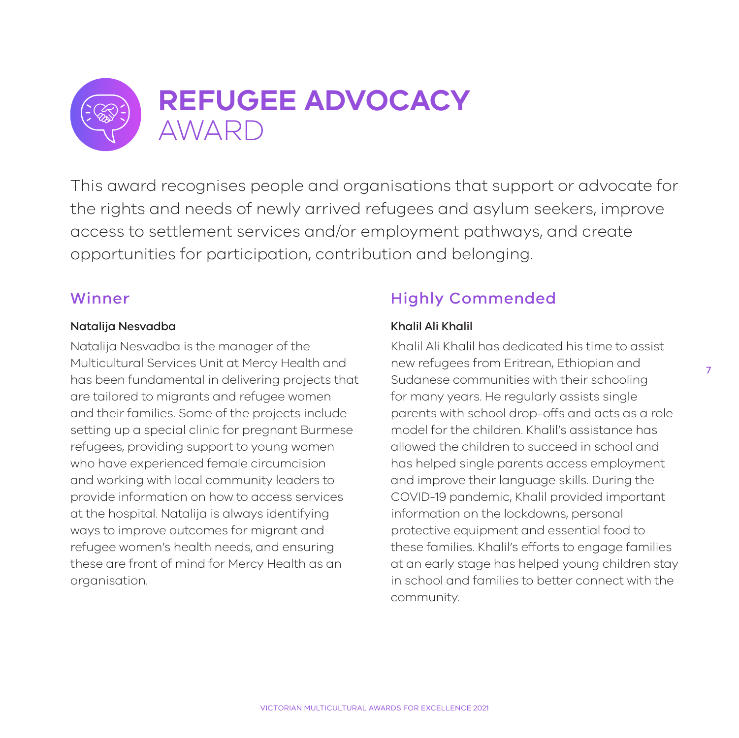# REFUGEE ADVOCACY AWARD

This award recognises people and organisations that support or advocate for the rights and needs of newly arrived refugees and asylum seekers, improve access to settlement services and/or employment pathways, and create opportunities for participation, contribution and belonging.

## Winner

**Natalija Nesvadba**

Natalija Nesvadba is the manager of the Multicultural Services Unit at Mercy Health and has been fundamental in delivering projects that are tailored to migrants and refugee women and their families. Some of the projects include setting up a special clinic for pregnant Burmese refugees, providing support to young women who have experienced female circumcision and working with local community leaders to provide information on how to access services at the hospital. Natalija is always identifying ways to improve outcomes for migrant and refugee women's health needs, and ensuring these are front of mind for Mercy Health as an organisation.

## Highly Commended

**Khalil Ali Khalil**

Khalil Ali Khalil has dedicated his time to assist new refugees from Eritrean, Ethiopian and Sudanese communities with their schooling for many years. He regularly assists single parents with school drop-offs and acts as a role model for the children. Khalil's assistance has allowed the children to succeed in school and has helped single parents access employment and improve their language skills. During the COVID-19 pandemic, Khalil provided important information on the lockdowns, personal protective equipment and essential food to these families. Khalil's efforts to engage families at an early stage has helped young children stay in school and families to better connect with the community.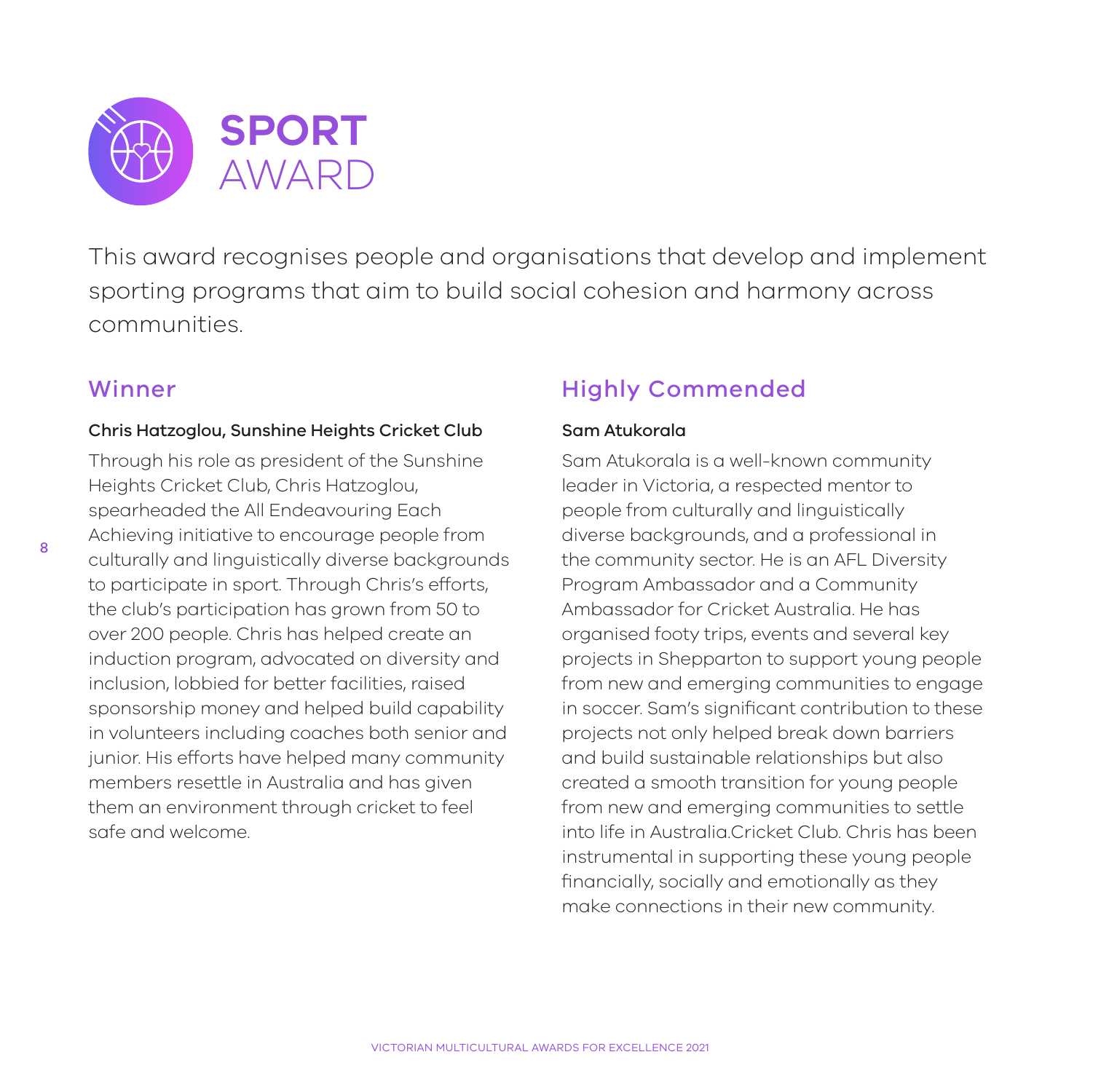# SPORT AWARD

This award recognises people and organisations that develop and implement sporting programs that aim to build social cohesion and harmony across communities.

## Winner

**Chris Hatzoglou, Sunshine Heights Cricket Club**

Through his role as president of the Sunshine Heights Cricket Club, Chris Hatzoglou, spearheaded the All Endeavouring Each Achieving initiative to encourage people from culturally and linguistically diverse backgrounds to participate in sport. Through Chris's efforts, the club's participation has grown from 50 to over 200 people. Chris has helped create an induction program, advocated on diversity and inclusion, lobbied for better facilities, raised sponsorship money and helped build capability in volunteers including coaches both senior and junior. His efforts have helped many community members resettle in Australia and has given them an environment through cricket to feel safe and welcome.

## Highly Commended

**Sam Atukorala**

Sam Atukorala is a well-known community leader in Victoria, a respected mentor to people from culturally and linguistically diverse backgrounds, and a professional in the community sector. He is an AFL Diversity Program Ambassador and a Community Ambassador for Cricket Australia. He has organised footy trips, events and several key projects in Shepparton to support young people from new and emerging communities to engage in soccer. Sam's significant contribution to these projects not only helped break down barriers and build sustainable relationships but also created a smooth transition for young people from new and emerging communities to settle into life in Australia.Cricket Club. Chris has been instrumental in supporting these young people financially, socially and emotionally as they make connections in their new community.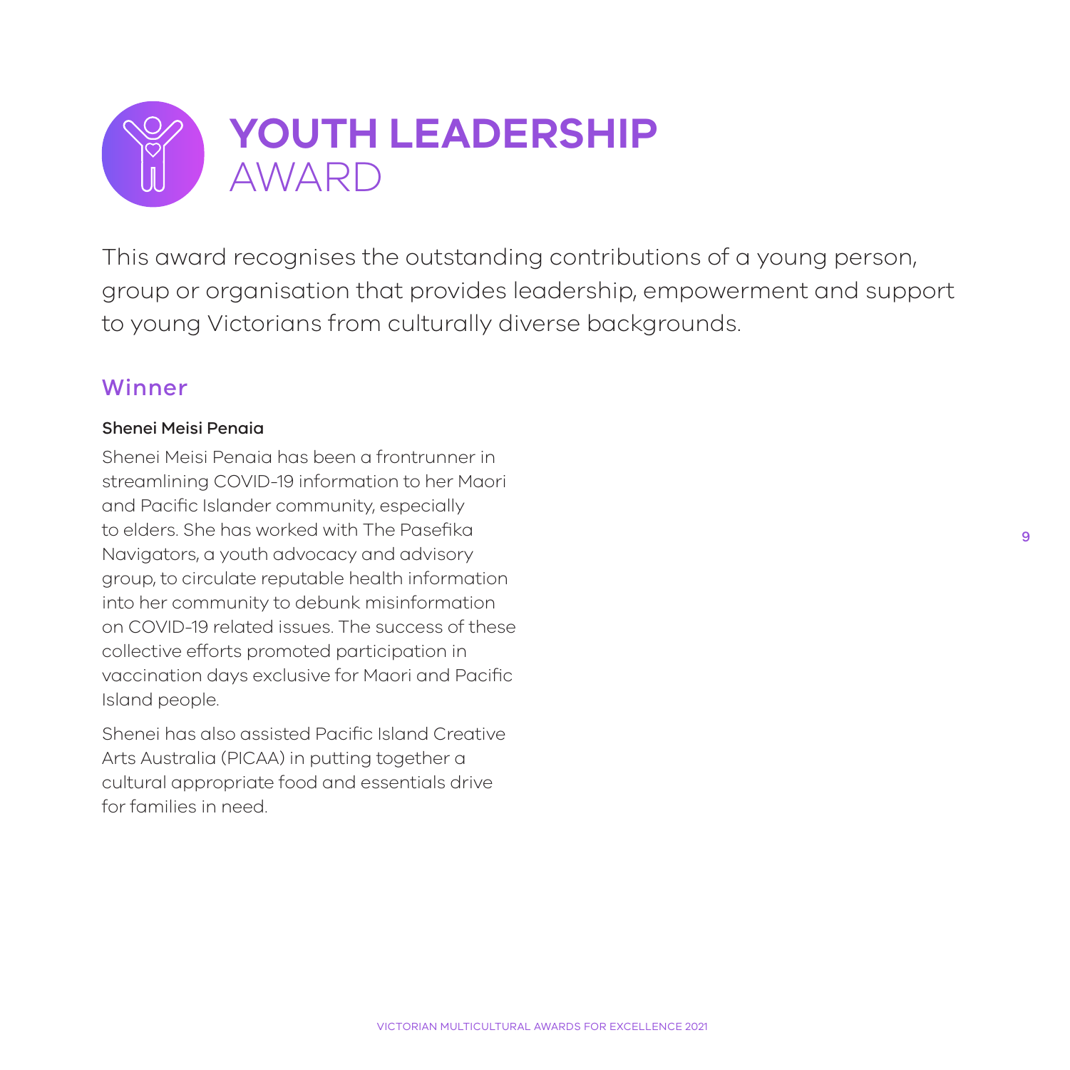# YOUTH LEADERSHIP AWARD

This award recognises the outstanding contributions of a young person, group or organisation that provides leadership, empowerment and support to young Victorians from culturally diverse backgrounds.

## Winner

**Shenei Meisi Penaia**

Shenei Meisi Penaia has been a frontrunner in streamlining COVID-19 information to her Maori and Pacific Islander community, especially to elders. She has worked with The Pasefika Navigators, a youth advocacy and advisory group, to circulate reputable health information into her community to debunk misinformation on COVID-19 related issues. The success of these collective efforts promoted participation in vaccination days exclusive for Maori and Pacific Island people.

Shenei has also assisted Pacific Island Creative Arts Australia (PICAA) in putting together a cultural appropriate food and essentials drive for families in need.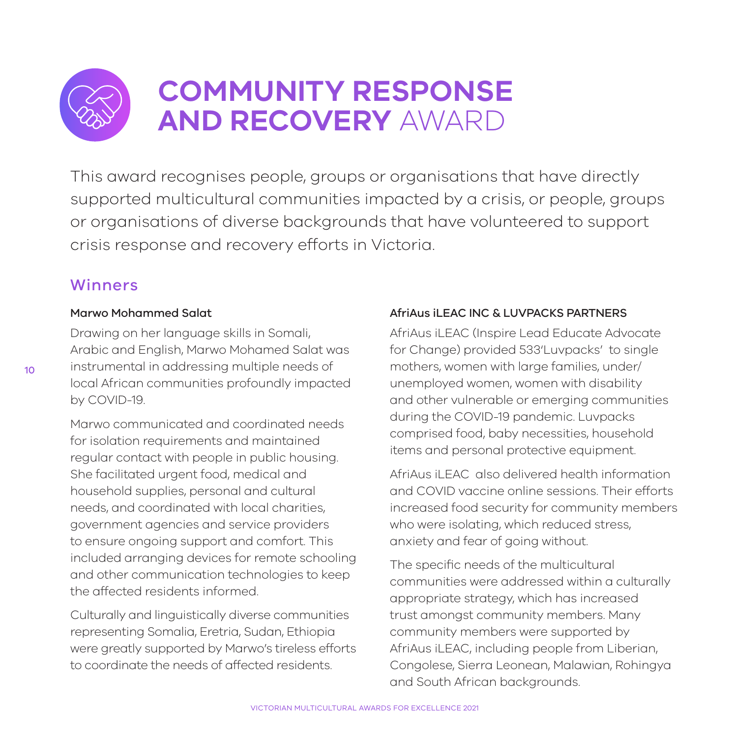# COMMUNITY RESPONSE AND RECOVERY AWARD

This award recognises people, groups or organisations that have directly supported multicultural communities impacted by a crisis, or people, groups or organisations of diverse backgrounds that have volunteered to support crisis response and recovery efforts in Victoria.

## Winners

### Marwo Mohammed Salat

Drawing on her language skills in Somali, Arabic and English, Marwo Mohamed Salat was instrumental in addressing multiple needs of local African communities profoundly impacted by COVID-19.

Marwo communicated and coordinated needs for isolation requirements and maintained regular contact with people in public housing. She facilitated urgent food, medical and household supplies, personal and cultural needs, and coordinated with local charities, government agencies and service providers to ensure ongoing support and comfort. This included arranging devices for remote schooling and other communication technologies to keep the affected residents informed.

Culturally and linguistically diverse communities representing Somalia, Eretria, Sudan, Ethiopia were greatly supported by Marwo's tireless efforts to coordinate the needs of affected residents.

### AfriAus iLEAC INC & LUVPACKS PARTNERS

AfriAus iLEAC (Inspire Lead Educate Advocate for Change) provided 533'Luvpacks' to single mothers, women with large families, under/unemployed women, women with disability and other vulnerable or emerging communities during the COVID-19 pandemic. Luvpacks comprised food, baby necessities, household items and personal protective equipment.

AfriAus iLEAC also delivered health information and COVID vaccine online sessions. Their efforts increased food security for community members who were isolating, which reduced stress, anxiety and fear of going without.

The specific needs of the multicultural communities were addressed within a culturally appropriate strategy, which has increased trust amongst community members. Many community members were supported by AfriAus iLEAC, including people from Liberian, Congolese, Sierra Leonean, Malawian, Rohingya and South African backgrounds.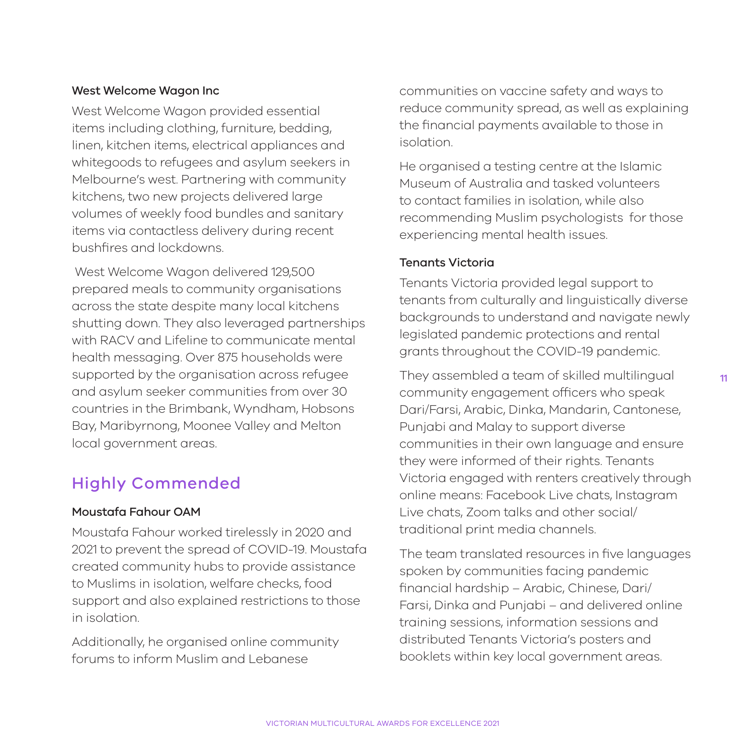### West Welcome Wagon Inc

West Welcome Wagon provided essential items including clothing, furniture, bedding, linen, kitchen items, electrical appliances and whitegoods to refugees and asylum seekers in Melbourne's west. Partnering with community kitchens, two new projects delivered large volumes of weekly food bundles and sanitary items via contactless delivery during recent bushfires and lockdowns.

West Welcome Wagon delivered 129,500 prepared meals to community organisations across the state despite many local kitchens shutting down. They also leveraged partnerships with RACV and Lifeline to communicate mental health messaging. Over 875 households were supported by the organisation across refugee and asylum seeker communities from over 30 countries in the Brimbank, Wyndham, Hobsons Bay, Maribyrnong, Moonee Valley and Melton local government areas.

## Highly Commended

### Moustafa Fahour OAM

Moustafa Fahour worked tirelessly in 2020 and 2021 to prevent the spread of COVID-19. Moustafa created community hubs to provide assistance to Muslims in isolation, welfare checks, food support and also explained restrictions to those in isolation.

Additionally, he organised online community forums to inform Muslim and Lebanese communities on vaccine safety and ways to reduce community spread, as well as explaining the financial payments available to those in isolation.

He organised a testing centre at the Islamic Museum of Australia and tasked volunteers to contact families in isolation, while also recommending Muslim psychologists for those experiencing mental health issues.

### Tenants Victoria

Tenants Victoria provided legal support to tenants from culturally and linguistically diverse backgrounds to understand and navigate newly legislated pandemic protections and rental grants throughout the COVID-19 pandemic.

They assembled a team of skilled multilingual community engagement officers who speak Dari/Farsi, Arabic, Dinka, Mandarin, Cantonese, Punjabi and Malay to support diverse communities in their own language and ensure they were informed of their rights. Tenants Victoria engaged with renters creatively through online means: Facebook Live chats, Instagram Live chats, Zoom talks and other social/traditional print media channels.

The team translated resources in five languages spoken by communities facing pandemic financial hardship – Arabic, Chinese, Dari/Farsi, Dinka and Punjabi – and delivered online training sessions, information sessions and distributed Tenants Victoria's posters and booklets within key local government areas.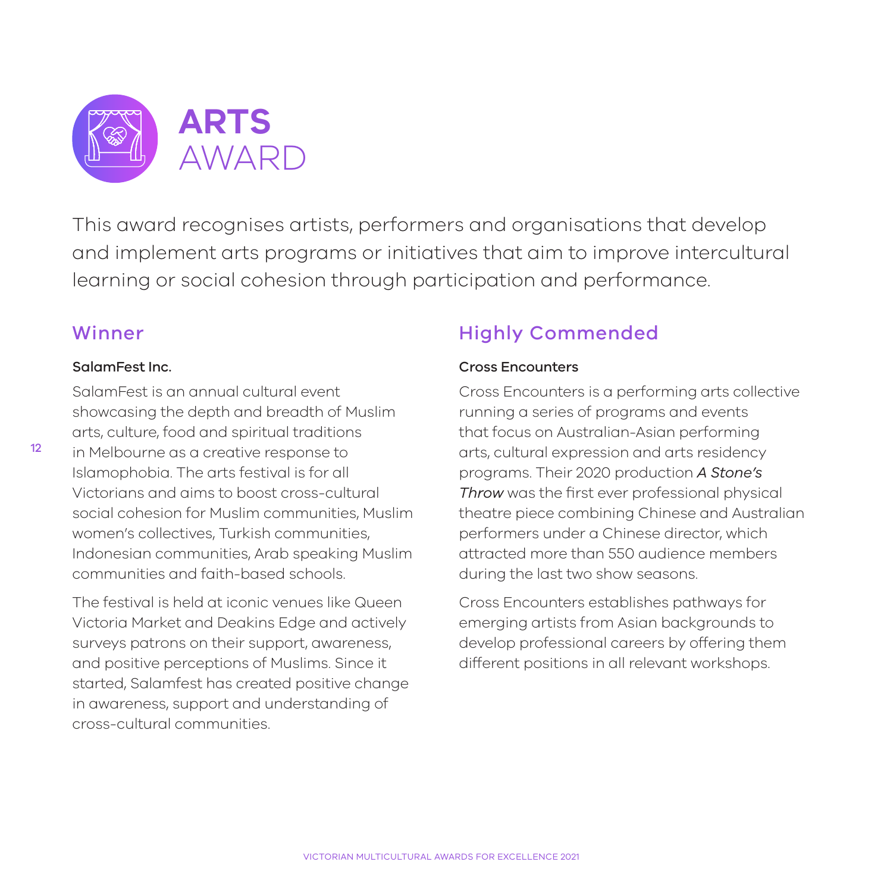# ARTS AWARD

This award recognises artists, performers and organisations that develop and implement arts programs or initiatives that aim to improve intercultural learning or social cohesion through participation and performance.

## Winner

**SalamFest Inc.**

SalamFest is an annual cultural event showcasing the depth and breadth of Muslim arts, culture, food and spiritual traditions in Melbourne as a creative response to Islamophobia. The arts festival is for all Victorians and aims to boost cross-cultural social cohesion for Muslim communities, Muslim women's collectives, Turkish communities, Indonesian communities, Arab speaking Muslim communities and faith-based schools.

The festival is held at iconic venues like Queen Victoria Market and Deakins Edge and actively surveys patrons on their support, awareness, and positive perceptions of Muslims. Since it started, Salamfest has created positive change in awareness, support and understanding of cross-cultural communities.

## Highly Commended

**Cross Encounters**

Cross Encounters is a performing arts collective running a series of programs and events that focus on Australian-Asian performing arts, cultural expression and arts residency programs. Their 2020 production *A Stone's Throw* was the first ever professional physical theatre piece combining Chinese and Australian performers under a Chinese director, which attracted more than 550 audience members during the last two show seasons.

Cross Encounters establishes pathways for emerging artists from Asian backgrounds to develop professional careers by offering them different positions in all relevant workshops.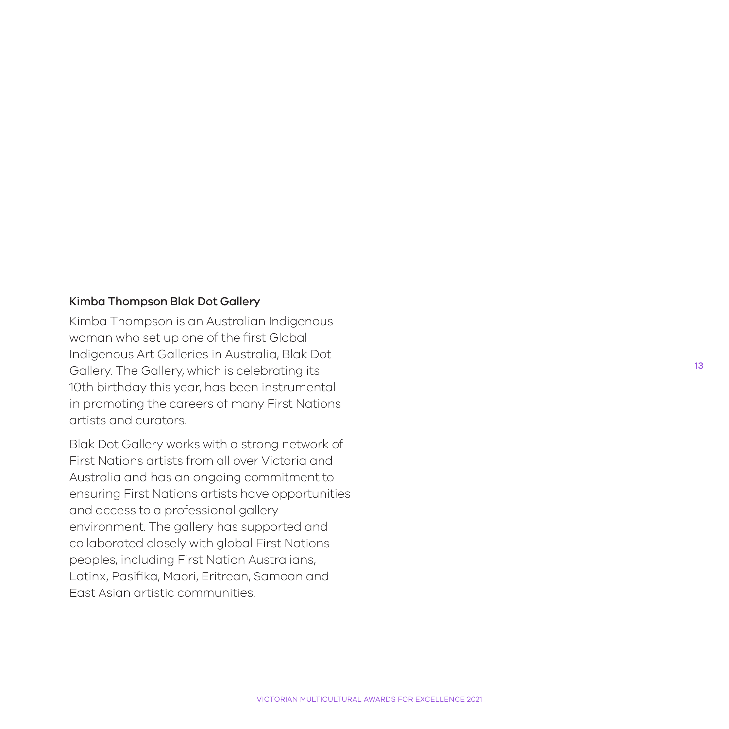### Kimba Thompson Blak Dot Gallery

Kimba Thompson is an Australian Indigenous woman who set up one of the first Global Indigenous Art Galleries in Australia, Blak Dot Gallery. The Gallery, which is celebrating its 10th birthday this year, has been instrumental in promoting the careers of many First Nations artists and curators.

Blak Dot Gallery works with a strong network of First Nations artists from all over Victoria and Australia and has an ongoing commitment to ensuring First Nations artists have opportunities and access to a professional gallery environment. The gallery has supported and collaborated closely with global First Nations peoples, including First Nation Australians, Latinx, Pasifika, Maori, Eritrean, Samoan and East Asian artistic communities.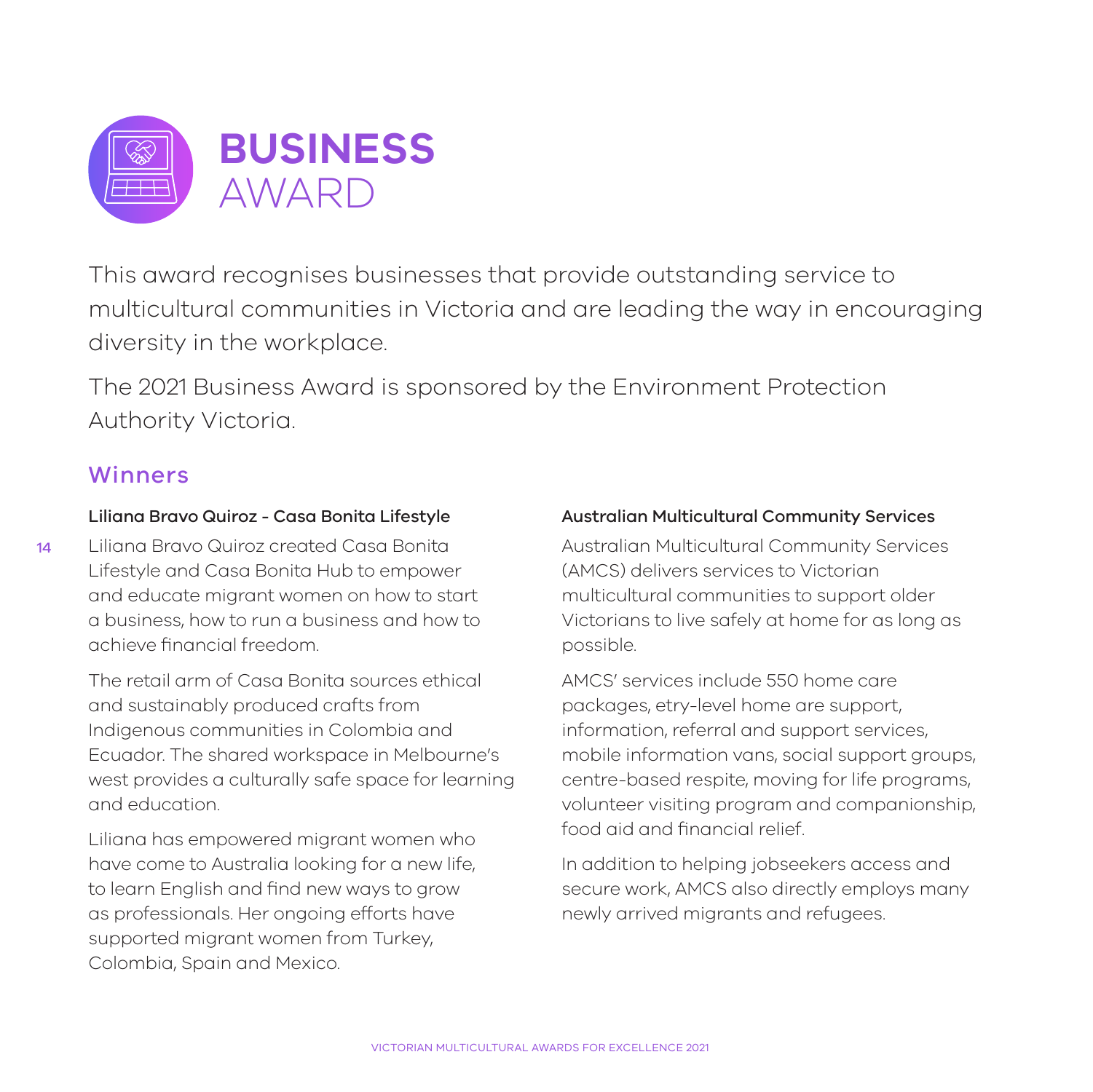# BUSINESS AWARD

This award recognises businesses that provide outstanding service to multicultural communities in Victoria and are leading the way in encouraging diversity in the workplace.

The 2021 Business Award is sponsored by the Environment Protection Authority Victoria.

## Winners

**Liliana Bravo Quiroz - Casa Bonita Lifestyle**

Liliana Bravo Quiroz created Casa Bonita Lifestyle and Casa Bonita Hub to empower and educate migrant women on how to start a business, how to run a business and how to achieve financial freedom.

The retail arm of Casa Bonita sources ethical and sustainably produced crafts from Indigenous communities in Colombia and Ecuador. The shared workspace in Melbourne's west provides a culturally safe space for learning and education.

Liliana has empowered migrant women who have come to Australia looking for a new life, to learn English and find new ways to grow as professionals. Her ongoing efforts have supported migrant women from Turkey, Colombia, Spain and Mexico.

**Australian Multicultural Community Services**

Australian Multicultural Community Services (AMCS) delivers services to Victorian multicultural communities to support older Victorians to live safely at home for as long as possible.

AMCS' services include 550 home care packages, etry-level home are support, information, referral and support services, mobile information vans, social support groups, centre-based respite, moving for life programs, volunteer visiting program and companionship, food aid and financial relief.

In addition to helping jobseekers access and secure work, AMCS also directly employs many newly arrived migrants and refugees.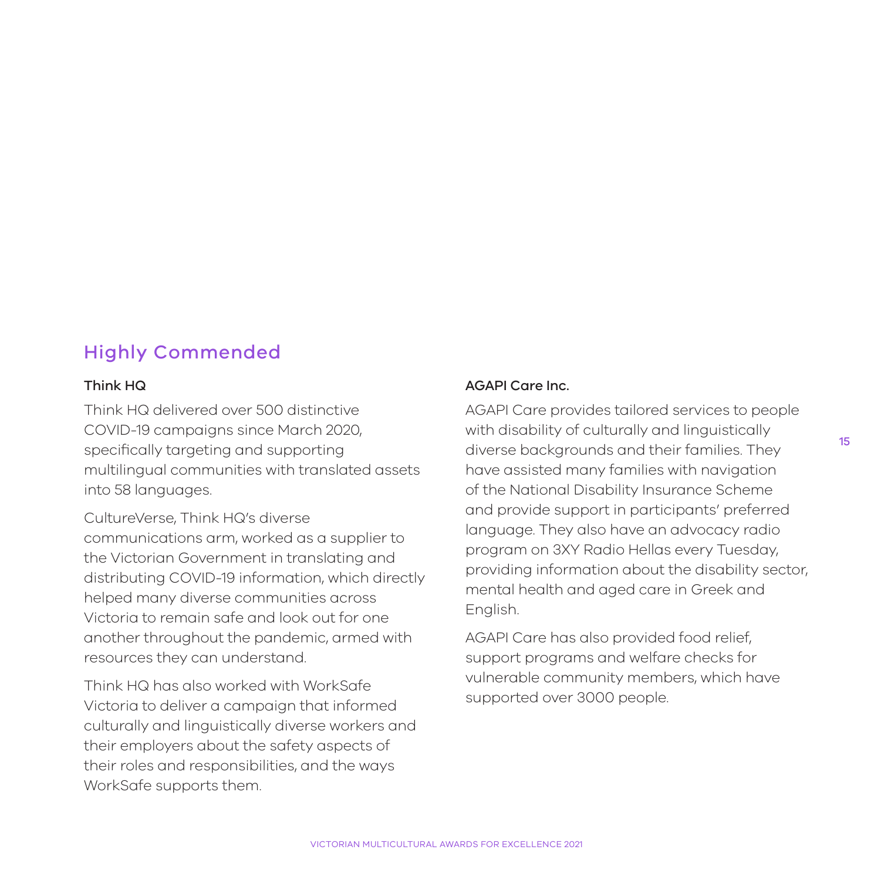## Highly Commended

### Think HQ

Think HQ delivered over 500 distinctive COVID-19 campaigns since March 2020, specifically targeting and supporting multilingual communities with translated assets into 58 languages.

CultureVerse, Think HQ's diverse communications arm, worked as a supplier to the Victorian Government in translating and distributing COVID-19 information, which directly helped many diverse communities across Victoria to remain safe and look out for one another throughout the pandemic, armed with resources they can understand.

Think HQ has also worked with WorkSafe Victoria to deliver a campaign that informed culturally and linguistically diverse workers and their employers about the safety aspects of their roles and responsibilities, and the ways WorkSafe supports them.

### AGAPI Care Inc.

AGAPI Care provides tailored services to people with disability of culturally and linguistically diverse backgrounds and their families. They have assisted many families with navigation of the National Disability Insurance Scheme and provide support in participants' preferred language. They also have an advocacy radio program on 3XY Radio Hellas every Tuesday, providing information about the disability sector, mental health and aged care in Greek and English.

AGAPI Care has also provided food relief, support programs and welfare checks for vulnerable community members, which have supported over 3000 people.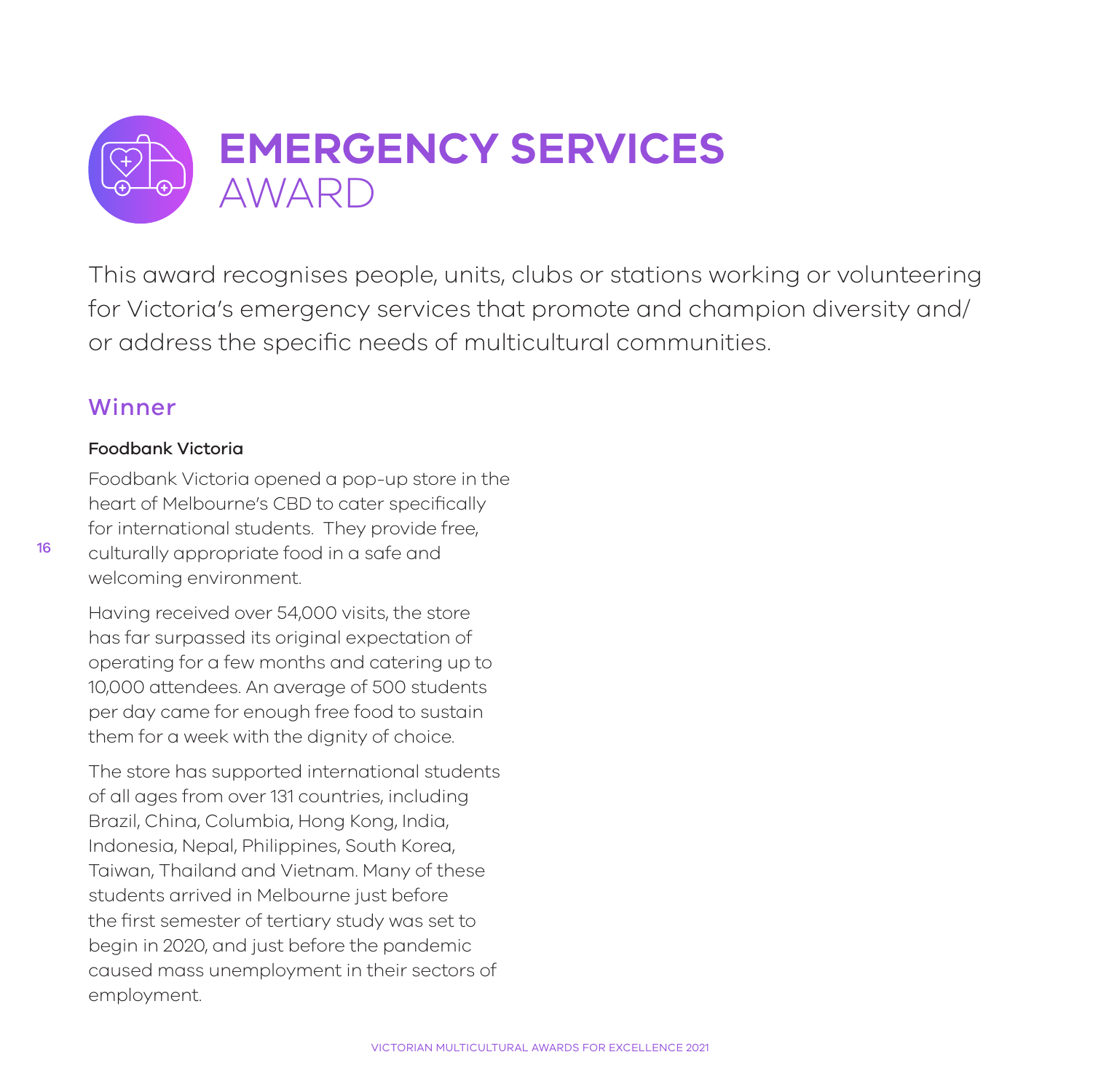# EMERGENCY SERVICES AWARD

This award recognises people, units, clubs or stations working or volunteering for Victoria's emergency services that promote and champion diversity and/or address the specific needs of multicultural communities.

## Winner

**Foodbank Victoria**

Foodbank Victoria opened a pop-up store in the heart of Melbourne's CBD to cater specifically for international students. They provide free, culturally appropriate food in a safe and welcoming environment.

Having received over 54,000 visits, the store has far surpassed its original expectation of operating for a few months and catering up to 10,000 attendees. An average of 500 students per day came for enough free food to sustain them for a week with the dignity of choice.

The store has supported international students of all ages from over 131 countries, including Brazil, China, Columbia, Hong Kong, India, Indonesia, Nepal, Philippines, South Korea, Taiwan, Thailand and Vietnam. Many of these students arrived in Melbourne just before the first semester of tertiary study was set to begin in 2020, and just before the pandemic caused mass unemployment in their sectors of employment.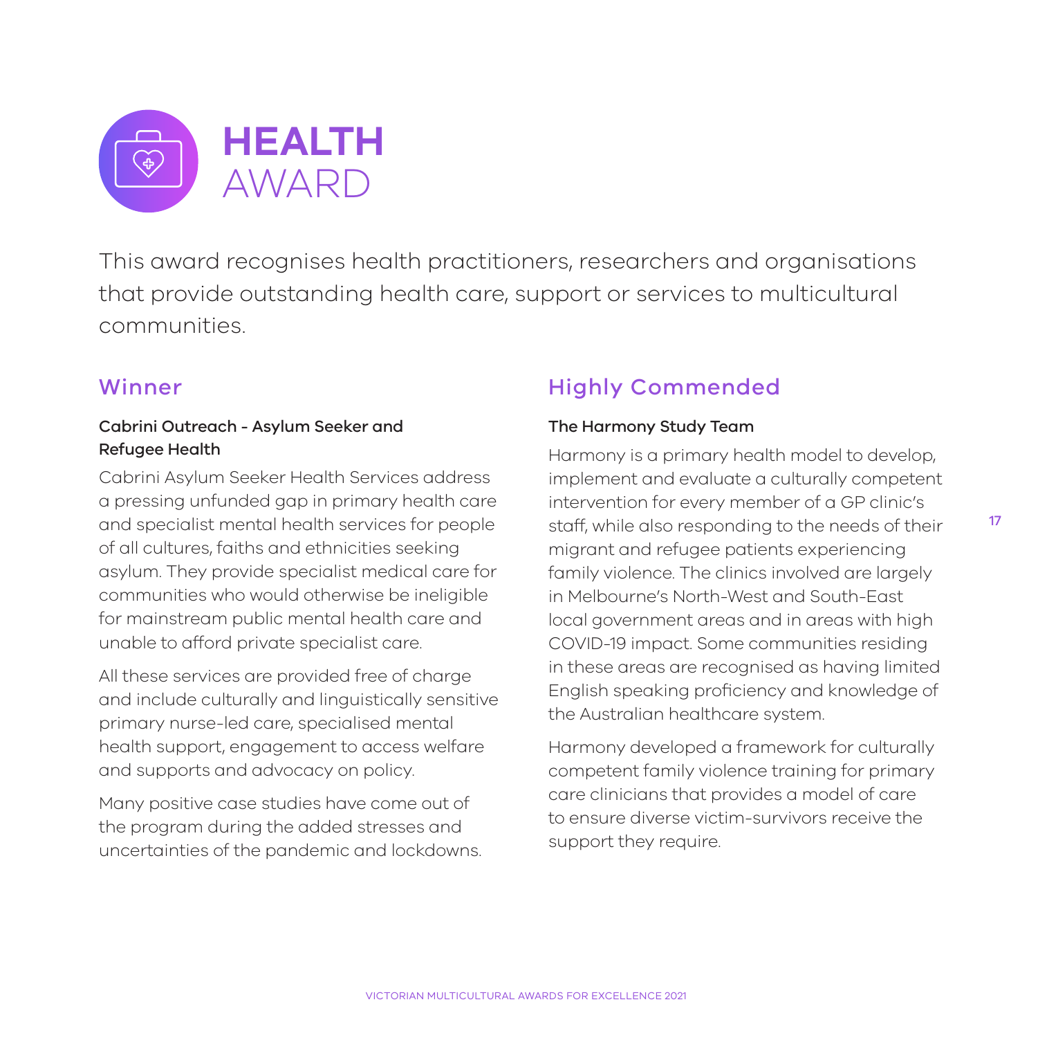# HEALTH AWARD

This award recognises health practitioners, researchers and organisations that provide outstanding health care, support or services to multicultural communities.

## Winner

**Cabrini Outreach - Asylum Seeker and Refugee Health**

Cabrini Asylum Seeker Health Services address a pressing unfunded gap in primary health care and specialist mental health services for people of all cultures, faiths and ethnicities seeking asylum. They provide specialist medical care for communities who would otherwise be ineligible for mainstream public mental health care and unable to afford private specialist care.

All these services are provided free of charge and include culturally and linguistically sensitive primary nurse-led care, specialised mental health support, engagement to access welfare and supports and advocacy on policy.

Many positive case studies have come out of the program during the added stresses and uncertainties of the pandemic and lockdowns.

## Highly Commended

**The Harmony Study Team**

Harmony is a primary health model to develop, implement and evaluate a culturally competent intervention for every member of a GP clinic's staff, while also responding to the needs of their migrant and refugee patients experiencing family violence. The clinics involved are largely in Melbourne's North-West and South-East local government areas and in areas with high COVID-19 impact. Some communities residing in these areas are recognised as having limited English speaking proficiency and knowledge of the Australian healthcare system.

Harmony developed a framework for culturally competent family violence training for primary care clinicians that provides a model of care to ensure diverse victim-survivors receive the support they require.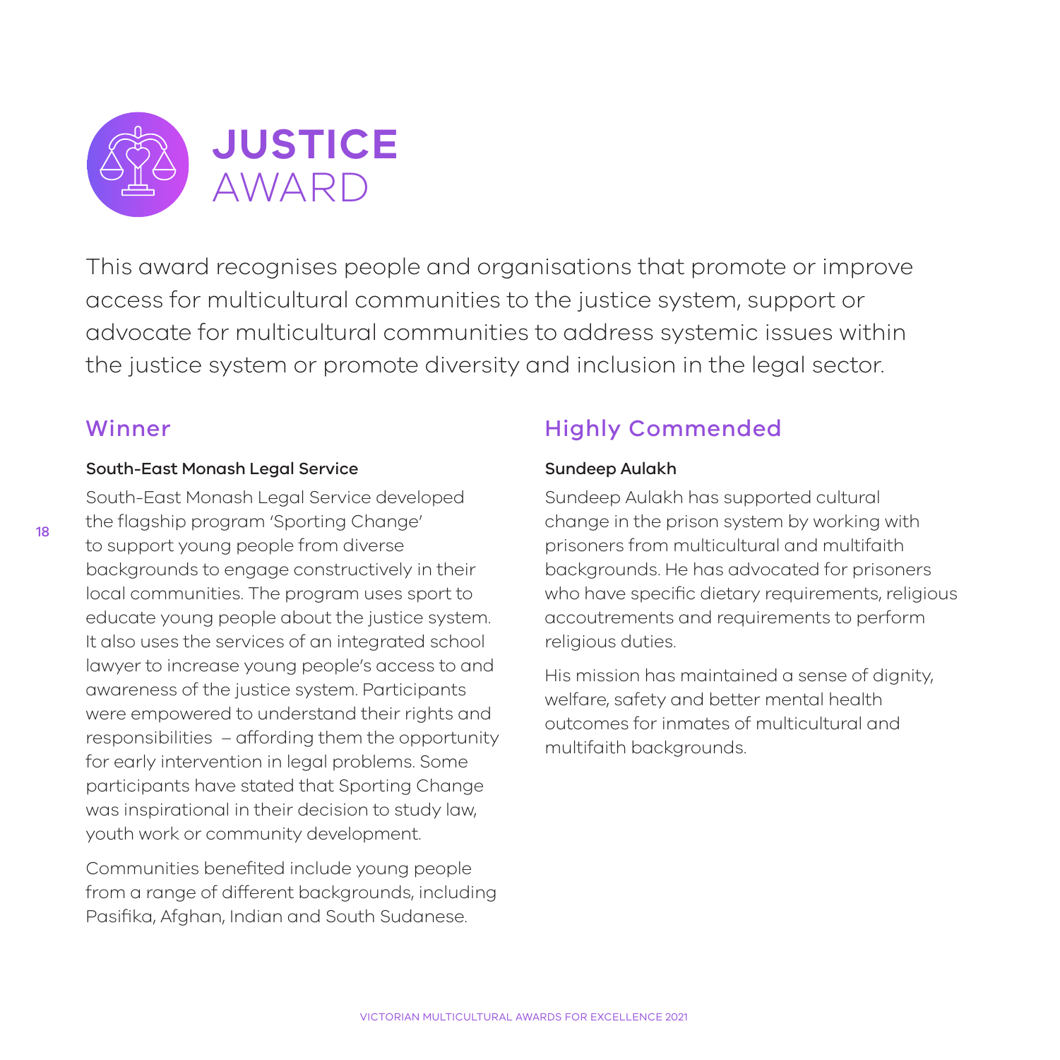# JUSTICE AWARD

This award recognises people and organisations that promote or improve access for multicultural communities to the justice system, support or advocate for multicultural communities to address systemic issues within the justice system or promote diversity and inclusion in the legal sector.

## Winner

**South-East Monash Legal Service**

South-East Monash Legal Service developed the flagship program 'Sporting Change' to support young people from diverse backgrounds to engage constructively in their local communities. The program uses sport to educate young people about the justice system. It also uses the services of an integrated school lawyer to increase young people's access to and awareness of the justice system. Participants were empowered to understand their rights and responsibilities – affording them the opportunity for early intervention in legal problems. Some participants have stated that Sporting Change was inspirational in their decision to study law, youth work or community development.

Communities benefited include young people from a range of different backgrounds, including Pasifika, Afghan, Indian and South Sudanese.

## Highly Commended

**Sundeep Aulakh**

Sundeep Aulakh has supported cultural change in the prison system by working with prisoners from multicultural and multifaith backgrounds. He has advocated for prisoners who have specific dietary requirements, religious accoutrements and requirements to perform religious duties.

His mission has maintained a sense of dignity, welfare, safety and better mental health outcomes for inmates of multicultural and multifaith backgrounds.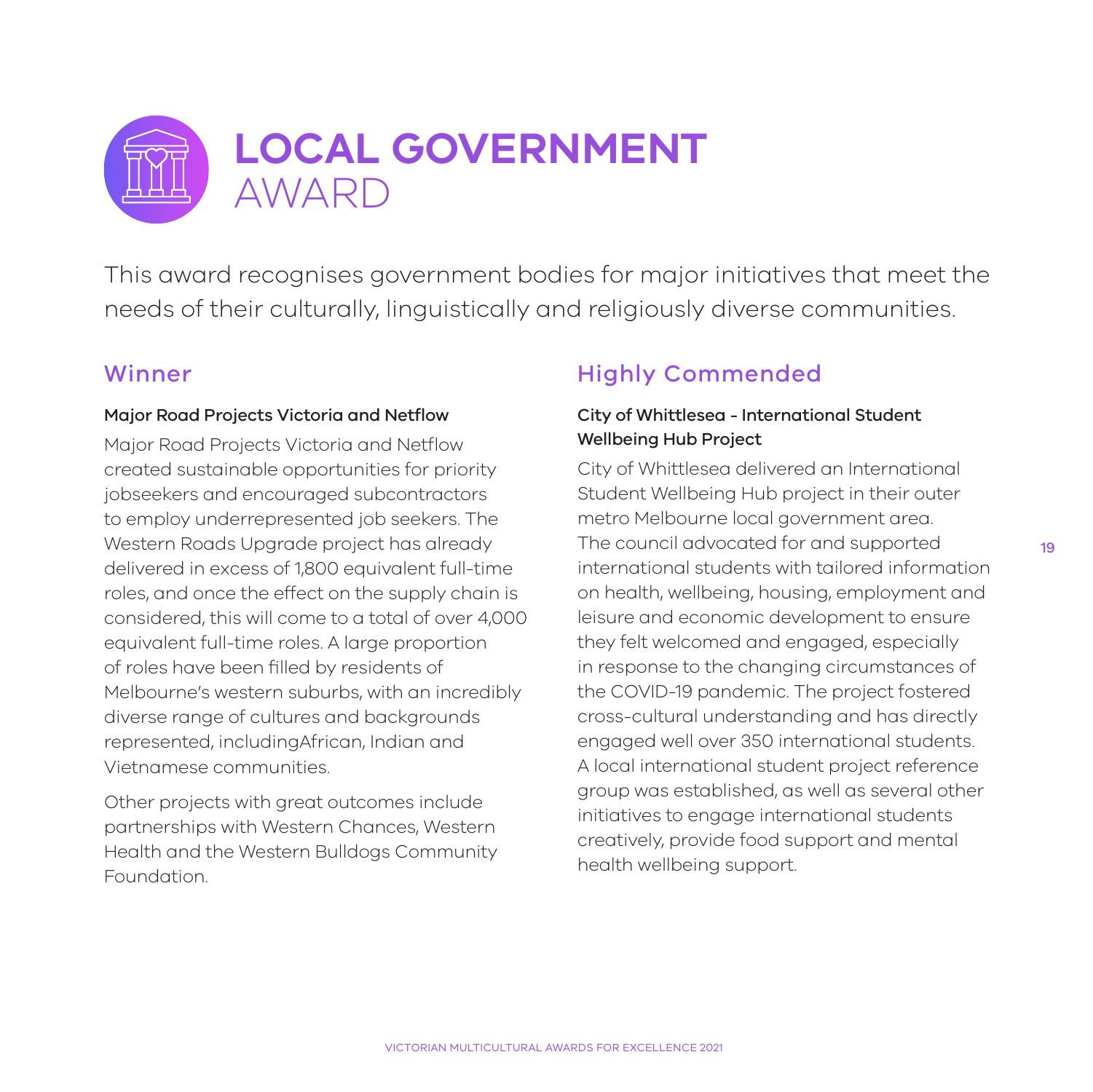# LOCAL GOVERNMENT AWARD

This award recognises government bodies for major initiatives that meet the needs of their culturally, linguistically and religiously diverse communities.

## Winner

**Major Road Projects Victoria and Netflow**

Major Road Projects Victoria and Netflow created sustainable opportunities for priority jobseekers and encouraged subcontractors to employ underrepresented job seekers. The Western Roads Upgrade project has already delivered in excess of 1,800 equivalent full-time roles, and once the effect on the supply chain is considered, this will come to a total of over 4,000 equivalent full-time roles. A large proportion of roles have been filled by residents of Melbourne's western suburbs, with an incredibly diverse range of cultures and backgrounds represented, includingAfrican, Indian and Vietnamese communities.

Other projects with great outcomes include partnerships with Western Chances, Western Health and the Western Bulldogs Community Foundation.

## Highly Commended

**City of Whittlesea - International Student Wellbeing Hub Project**

City of Whittlesea delivered an International Student Wellbeing Hub project in their outer metro Melbourne local government area. The council advocated for and supported international students with tailored information on health, wellbeing, housing, employment and leisure and economic development to ensure they felt welcomed and engaged, especially in response to the changing circumstances of the COVID-19 pandemic. The project fostered cross-cultural understanding and has directly engaged well over 350 international students. A local international student project reference group was established, as well as several other initiatives to engage international students creatively, provide food support and mental health wellbeing support.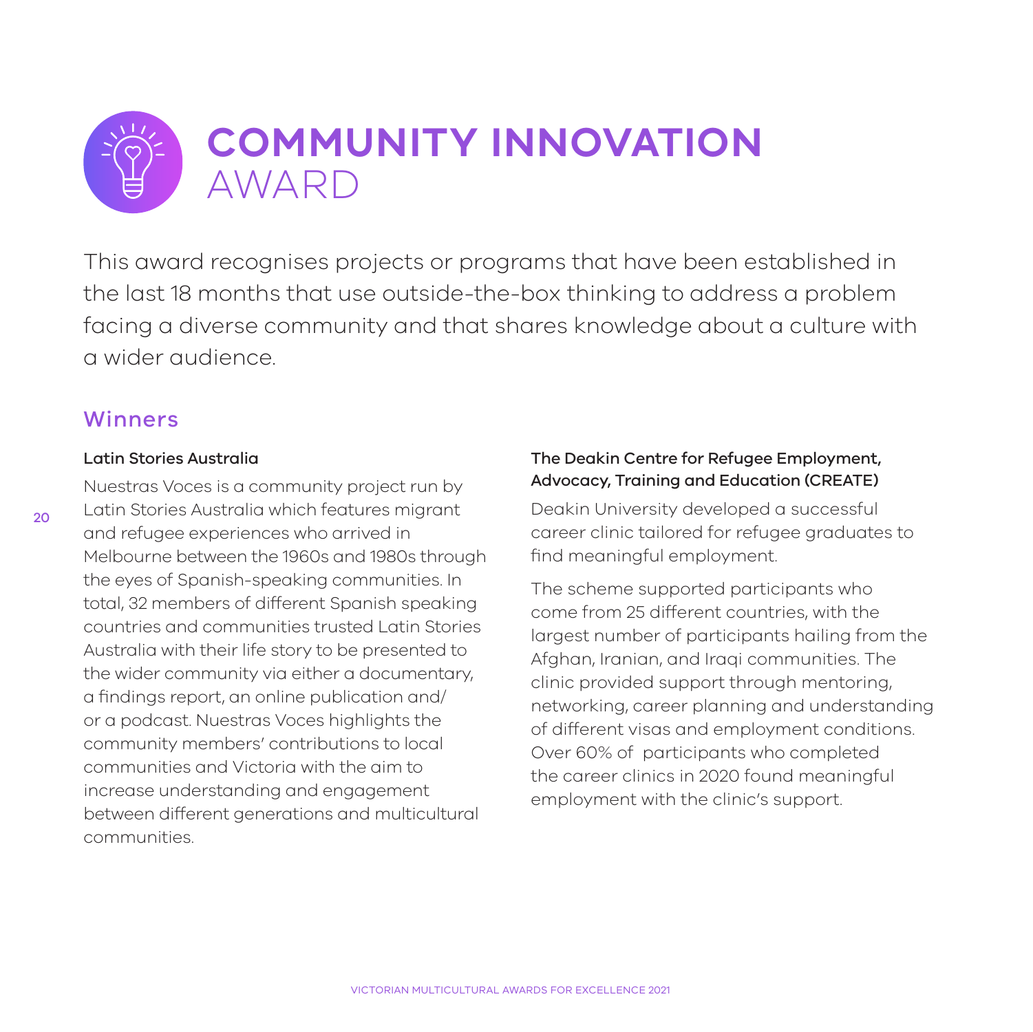# COMMUNITY INNOVATION AWARD

This award recognises projects or programs that have been established in the last 18 months that use outside-the-box thinking to address a problem facing a diverse community and that shares knowledge about a culture with a wider audience.

## Winners

### Latin Stories Australia

Nuestras Voces is a community project run by Latin Stories Australia which features migrant and refugee experiences who arrived in Melbourne between the 1960s and 1980s through the eyes of Spanish-speaking communities. In total, 32 members of different Spanish speaking countries and communities trusted Latin Stories Australia with their life story to be presented to the wider community via either a documentary, a findings report, an online publication and/or a podcast. Nuestras Voces highlights the community members' contributions to local communities and Victoria with the aim to increase understanding and engagement between different generations and multicultural communities.

### The Deakin Centre for Refugee Employment, Advocacy, Training and Education (CREATE)

Deakin University developed a successful career clinic tailored for refugee graduates to find meaningful employment.

The scheme supported participants who come from 25 different countries, with the largest number of participants hailing from the Afghan, Iranian, and Iraqi communities. The clinic provided support through mentoring, networking, career planning and understanding of different visas and employment conditions. Over 60% of participants who completed the career clinics in 2020 found meaningful employment with the clinic's support.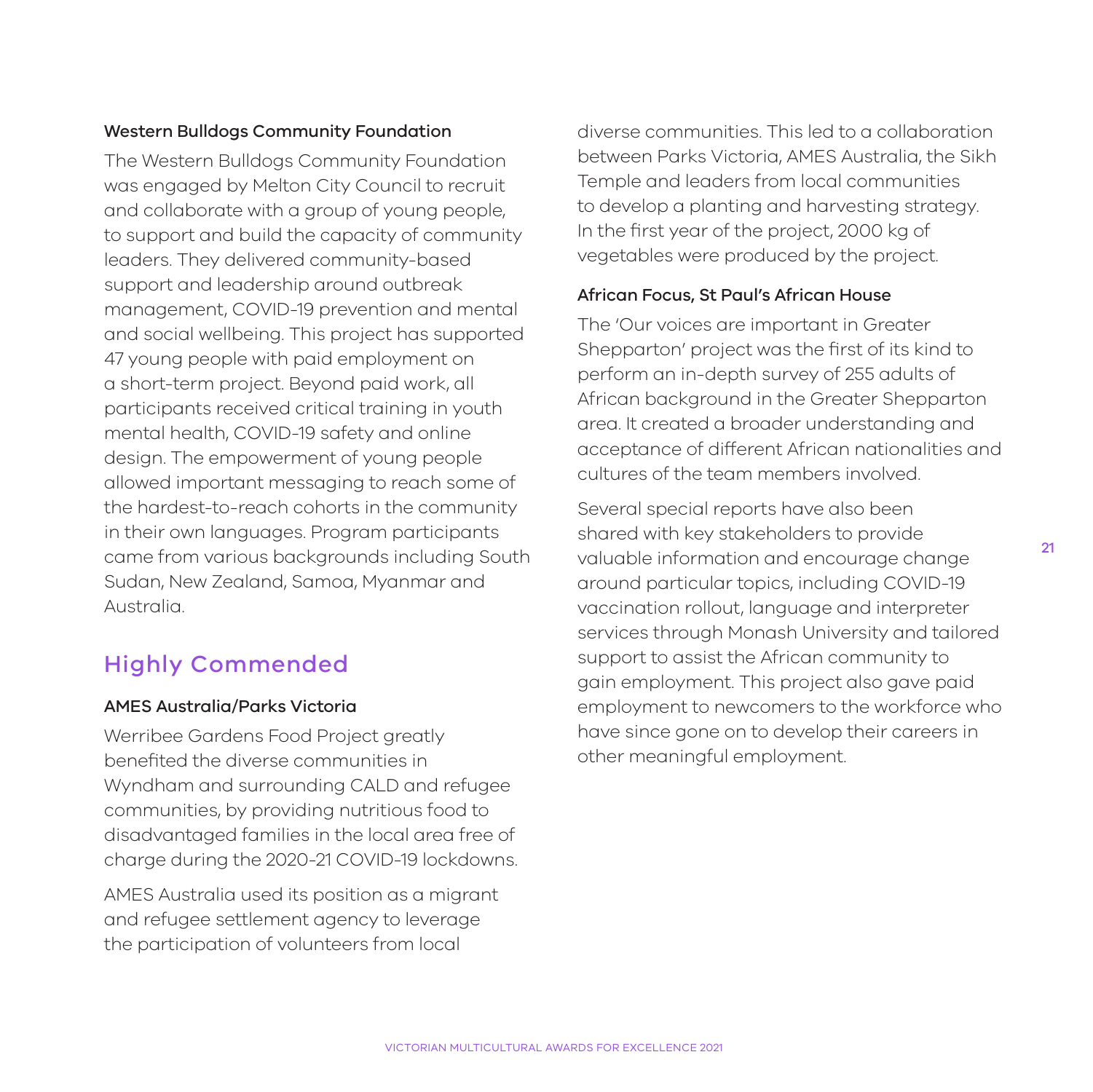### Western Bulldogs Community Foundation

The Western Bulldogs Community Foundation was engaged by Melton City Council to recruit and collaborate with a group of young people, to support and build the capacity of community leaders. They delivered community-based support and leadership around outbreak management, COVID-19 prevention and mental and social wellbeing. This project has supported 47 young people with paid employment on a short-term project. Beyond paid work, all participants received critical training in youth mental health, COVID-19 safety and online design. The empowerment of young people allowed important messaging to reach some of the hardest-to-reach cohorts in the community in their own languages. Program participants came from various backgrounds including South Sudan, New Zealand, Samoa, Myanmar and Australia.

## Highly Commended

### AMES Australia/Parks Victoria

Werribee Gardens Food Project greatly benefited the diverse communities in Wyndham and surrounding CALD and refugee communities, by providing nutritious food to disadvantaged families in the local area free of charge during the 2020-21 COVID-19 lockdowns.

AMES Australia used its position as a migrant and refugee settlement agency to leverage the participation of volunteers from local diverse communities. This led to a collaboration between Parks Victoria, AMES Australia, the Sikh Temple and leaders from local communities to develop a planting and harvesting strategy. In the first year of the project, 2000 kg of vegetables were produced by the project.

### African Focus, St Paul's African House

The 'Our voices are important in Greater Shepparton' project was the first of its kind to perform an in-depth survey of 255 adults of African background in the Greater Shepparton area. It created a broader understanding and acceptance of different African nationalities and cultures of the team members involved.

Several special reports have also been shared with key stakeholders to provide valuable information and encourage change around particular topics, including COVID-19 vaccination rollout, language and interpreter services through Monash University and tailored support to assist the African community to gain employment. This project also gave paid employment to newcomers to the workforce who have since gone on to develop their careers in other meaningful employment.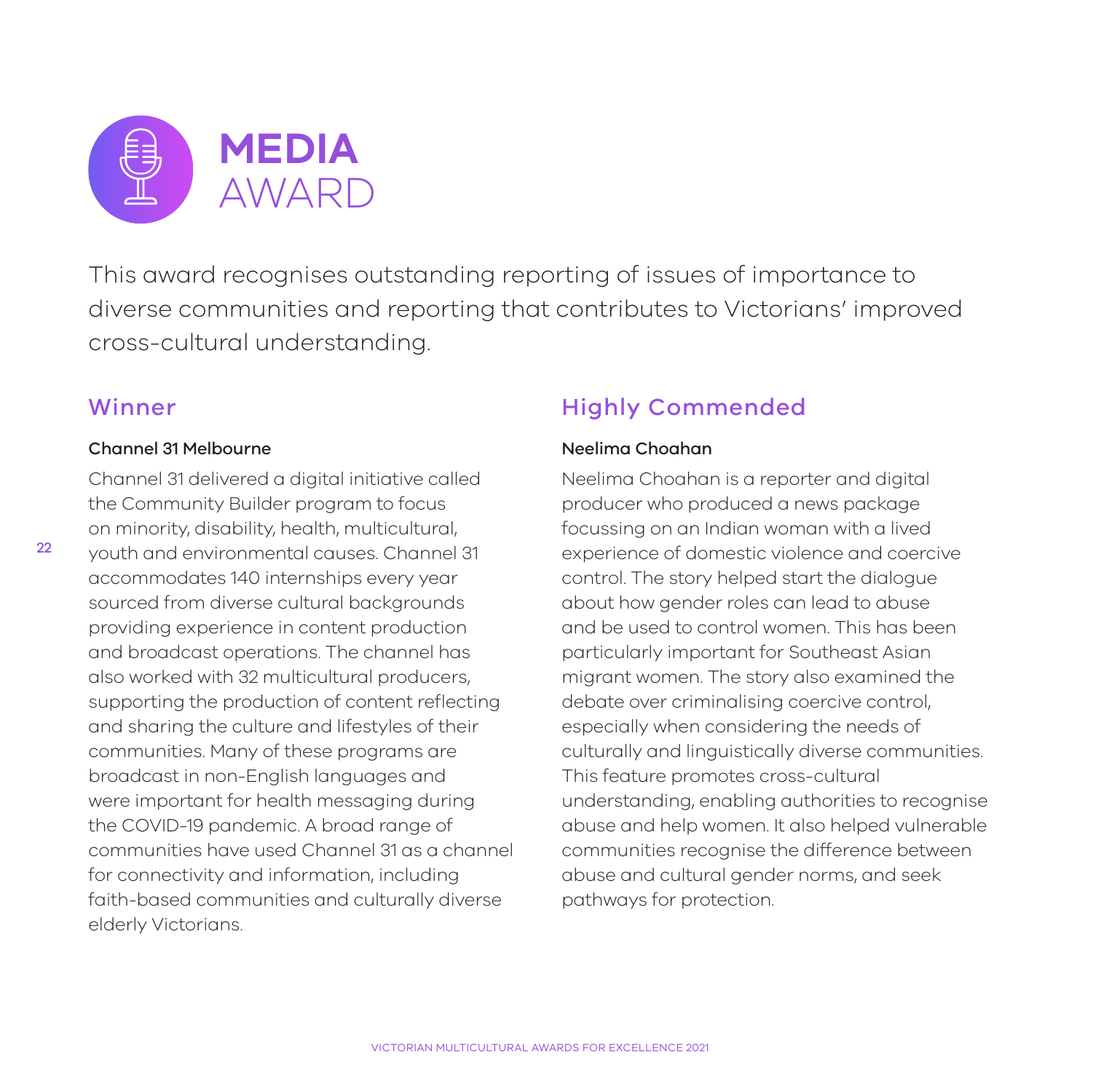# MEDIA AWARD

This award recognises outstanding reporting of issues of importance to diverse communities and reporting that contributes to Victorians' improved cross-cultural understanding.

## Winner

**Channel 31 Melbourne**

Channel 31 delivered a digital initiative called the Community Builder program to focus on minority, disability, health, multicultural, youth and environmental causes. Channel 31 accommodates 140 internships every year sourced from diverse cultural backgrounds providing experience in content production and broadcast operations. The channel has also worked with 32 multicultural producers, supporting the production of content reflecting and sharing the culture and lifestyles of their communities. Many of these programs are broadcast in non-English languages and were important for health messaging during the COVID-19 pandemic. A broad range of communities have used Channel 31 as a channel for connectivity and information, including faith-based communities and culturally diverse elderly Victorians.

## Highly Commended

**Neelima Choahan**

Neelima Choahan is a reporter and digital producer who produced a news package focussing on an Indian woman with a lived experience of domestic violence and coercive control. The story helped start the dialogue about how gender roles can lead to abuse and be used to control women. This has been particularly important for Southeast Asian migrant women. The story also examined the debate over criminalising coercive control, especially when considering the needs of culturally and linguistically diverse communities. This feature promotes cross-cultural understanding, enabling authorities to recognise abuse and help women. It also helped vulnerable communities recognise the difference between abuse and cultural gender norms, and seek pathways for protection.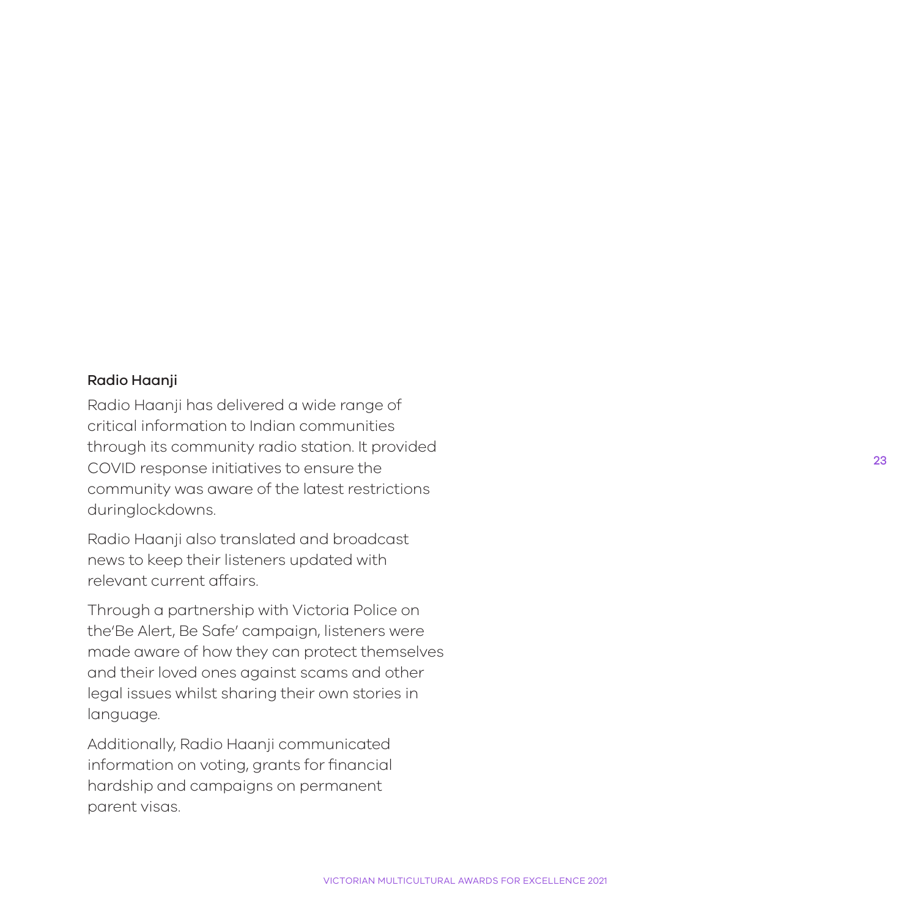### Radio Haanji

Radio Haanji has delivered a wide range of critical information to Indian communities through its community radio station. It provided COVID response initiatives to ensure the community was aware of the latest restrictions duringlockdowns.

Radio Haanji also translated and broadcast news to keep their listeners updated with relevant current affairs.

Through a partnership with Victoria Police on the'Be Alert, Be Safe' campaign, listeners were made aware of how they can protect themselves and their loved ones against scams and other legal issues whilst sharing their own stories in language.

Additionally, Radio Haanji communicated information on voting, grants for financial hardship and campaigns on permanent parent visas.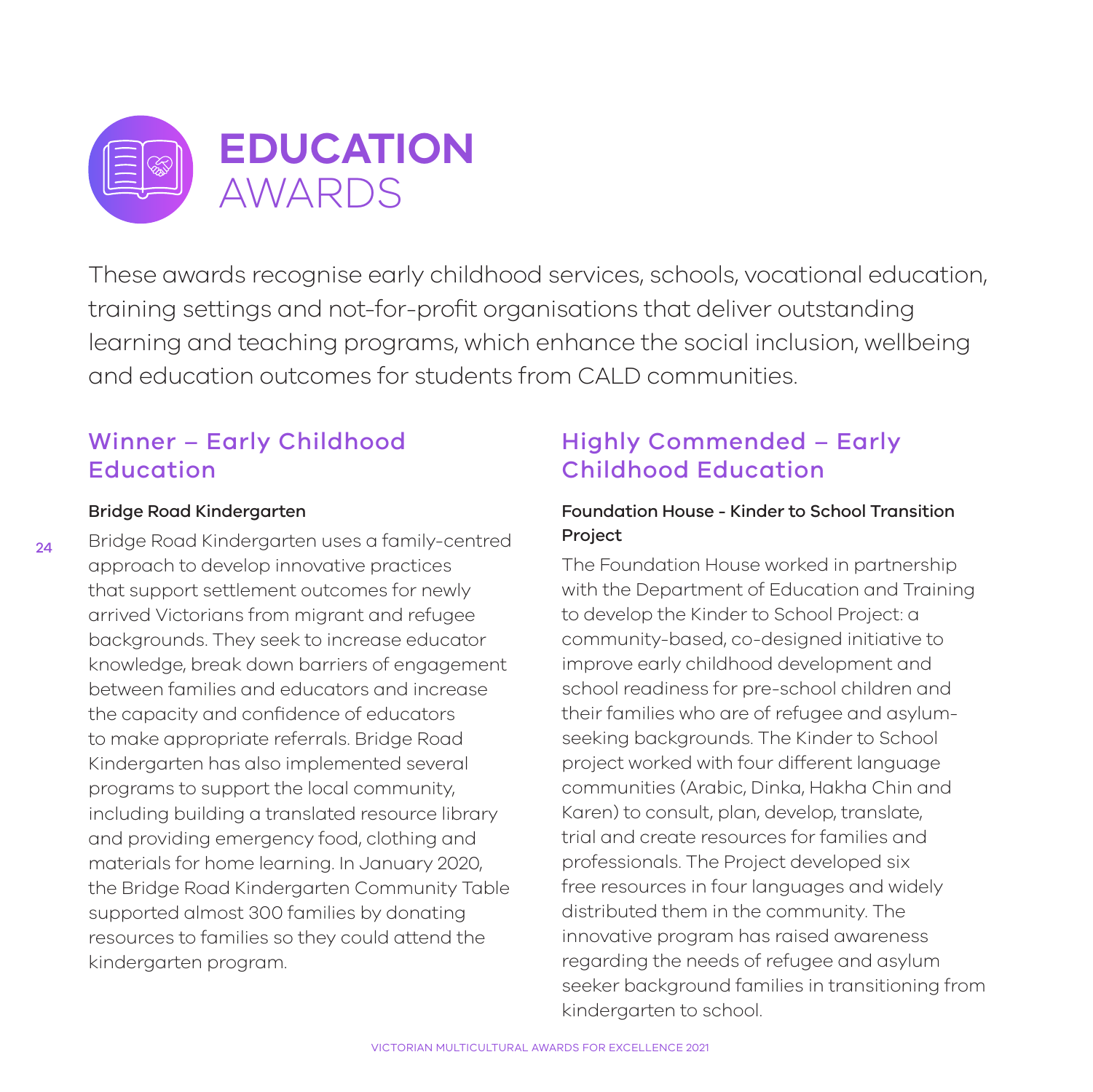# EDUCATION AWARDS

These awards recognise early childhood services, schools, vocational education, training settings and not-for-profit organisations that deliver outstanding learning and teaching programs, which enhance the social inclusion, wellbeing and education outcomes for students from CALD communities.

## Winner – Early Childhood Education

### Bridge Road Kindergarten

Bridge Road Kindergarten uses a family-centred approach to develop innovative practices that support settlement outcomes for newly arrived Victorians from migrant and refugee backgrounds. They seek to increase educator knowledge, break down barriers of engagement between families and educators and increase the capacity and confidence of educators to make appropriate referrals. Bridge Road Kindergarten has also implemented several programs to support the local community, including building a translated resource library and providing emergency food, clothing and materials for home learning. In January 2020, the Bridge Road Kindergarten Community Table supported almost 300 families by donating resources to families so they could attend the kindergarten program.

## Highly Commended – Early Childhood Education

### Foundation House - Kinder to School Transition Project

The Foundation House worked in partnership with the Department of Education and Training to develop the Kinder to School Project: a community-based, co-designed initiative to improve early childhood development and school readiness for pre-school children and their families who are of refugee and asylum-seeking backgrounds. The Kinder to School project worked with four different language communities (Arabic, Dinka, Hakha Chin and Karen) to consult, plan, develop, translate, trial and create resources for families and professionals. The Project developed six free resources in four languages and widely distributed them in the community. The innovative program has raised awareness regarding the needs of refugee and asylum seeker background families in transitioning from kindergarten to school.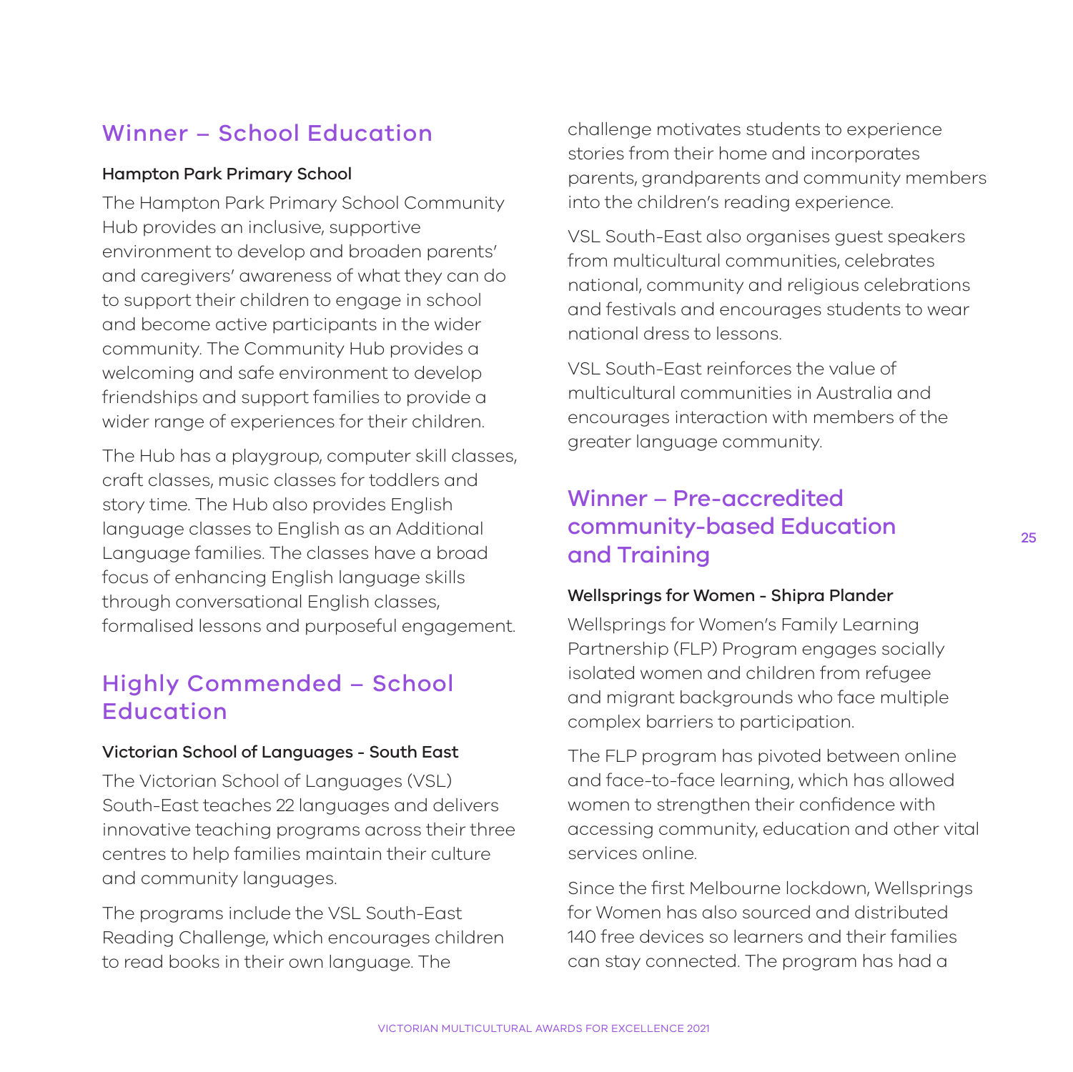## Winner – School Education

### Hampton Park Primary School

The Hampton Park Primary School Community Hub provides an inclusive, supportive environment to develop and broaden parents' and caregivers' awareness of what they can do to support their children to engage in school and become active participants in the wider community. The Community Hub provides a welcoming and safe environment to develop friendships and support families to provide a wider range of experiences for their children.

The Hub has a playgroup, computer skill classes, craft classes, music classes for toddlers and story time. The Hub also provides English language classes to English as an Additional Language families. The classes have a broad focus of enhancing English language skills through conversational English classes, formalised lessons and purposeful engagement.

## Highly Commended – School Education

### Victorian School of Languages - South East

The Victorian School of Languages (VSL) South-East teaches 22 languages and delivers innovative teaching programs across their three centres to help families maintain their culture and community languages.

The programs include the VSL South-East Reading Challenge, which encourages children to read books in their own language. The challenge motivates students to experience stories from their home and incorporates parents, grandparents and community members into the children's reading experience.

VSL South-East also organises guest speakers from multicultural communities, celebrates national, community and religious celebrations and festivals and encourages students to wear national dress to lessons.

VSL South-East reinforces the value of multicultural communities in Australia and encourages interaction with members of the greater language community.

## Winner – Pre-accredited community-based Education and Training

### Wellsprings for Women - Shipra Plander

Wellsprings for Women's Family Learning Partnership (FLP) Program engages socially isolated women and children from refugee and migrant backgrounds who face multiple complex barriers to participation.

The FLP program has pivoted between online and face-to-face learning, which has allowed women to strengthen their confidence with accessing community, education and other vital services online.

Since the first Melbourne lockdown, Wellsprings for Women has also sourced and distributed 140 free devices so learners and their families can stay connected. The program has had a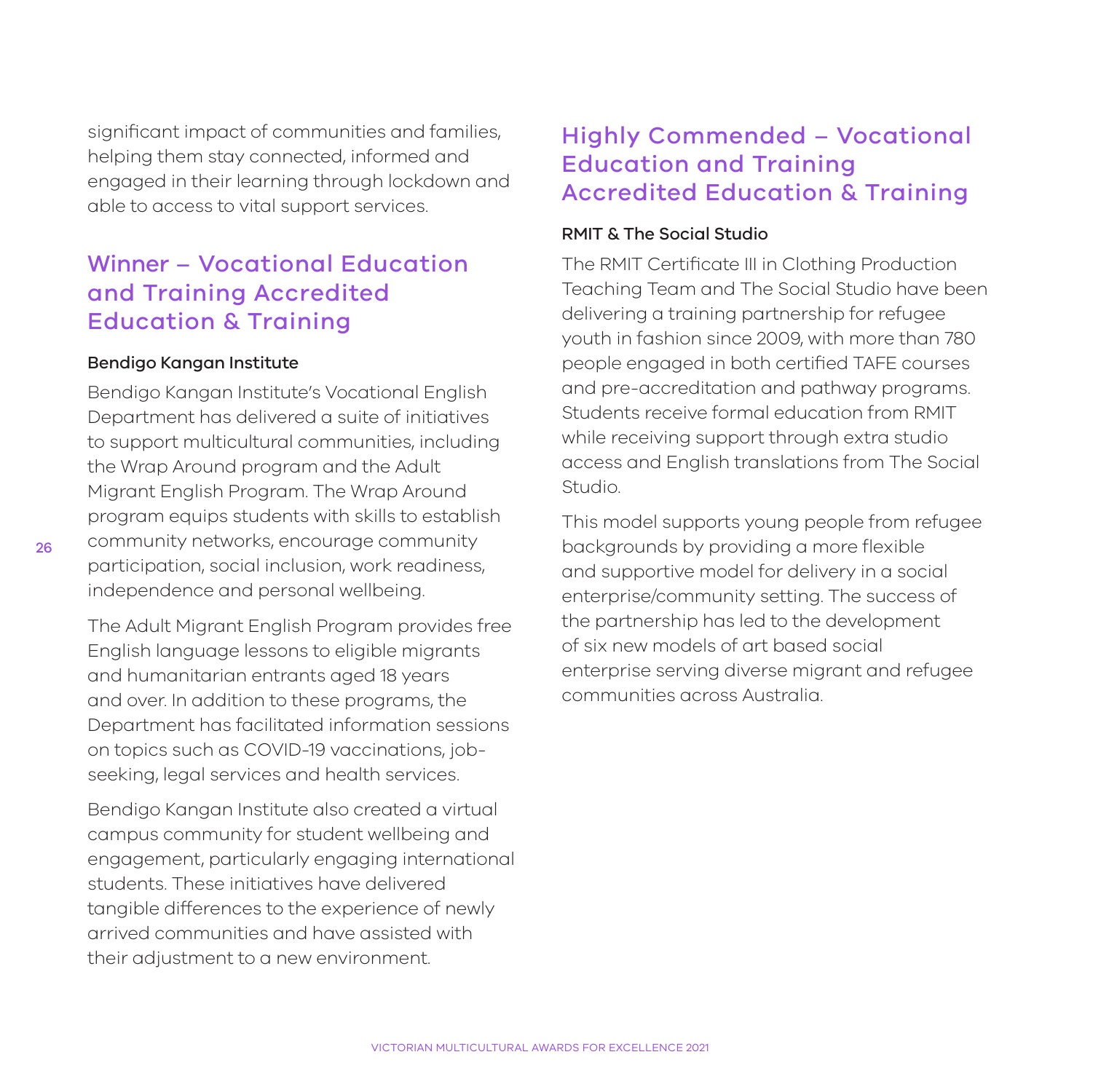significant impact of communities and families, helping them stay connected, informed and engaged in their learning through lockdown and able to access to vital support services.

## Winner – Vocational Education and Training Accredited Education & Training

**Bendigo Kangan Institute**

Bendigo Kangan Institute's Vocational English Department has delivered a suite of initiatives to support multicultural communities, including the Wrap Around program and the Adult Migrant English Program. The Wrap Around program equips students with skills to establish community networks, encourage community participation, social inclusion, work readiness, independence and personal wellbeing.

The Adult Migrant English Program provides free English language lessons to eligible migrants and humanitarian entrants aged 18 years and over. In addition to these programs, the Department has facilitated information sessions on topics such as COVID-19 vaccinations, job-seeking, legal services and health services.

Bendigo Kangan Institute also created a virtual campus community for student wellbeing and engagement, particularly engaging international students. These initiatives have delivered tangible differences to the experience of newly arrived communities and have assisted with their adjustment to a new environment.

## Highly Commended – Vocational Education and Training Accredited Education & Training

**RMIT & The Social Studio**

The RMIT Certificate III in Clothing Production Teaching Team and The Social Studio have been delivering a training partnership for refugee youth in fashion since 2009, with more than 780 people engaged in both certified TAFE courses and pre-accreditation and pathway programs. Students receive formal education from RMIT while receiving support through extra studio access and English translations from The Social Studio.

This model supports young people from refugee backgrounds by providing a more flexible and supportive model for delivery in a social enterprise/community setting. The success of the partnership has led to the development of six new models of art based social enterprise serving diverse migrant and refugee communities across Australia.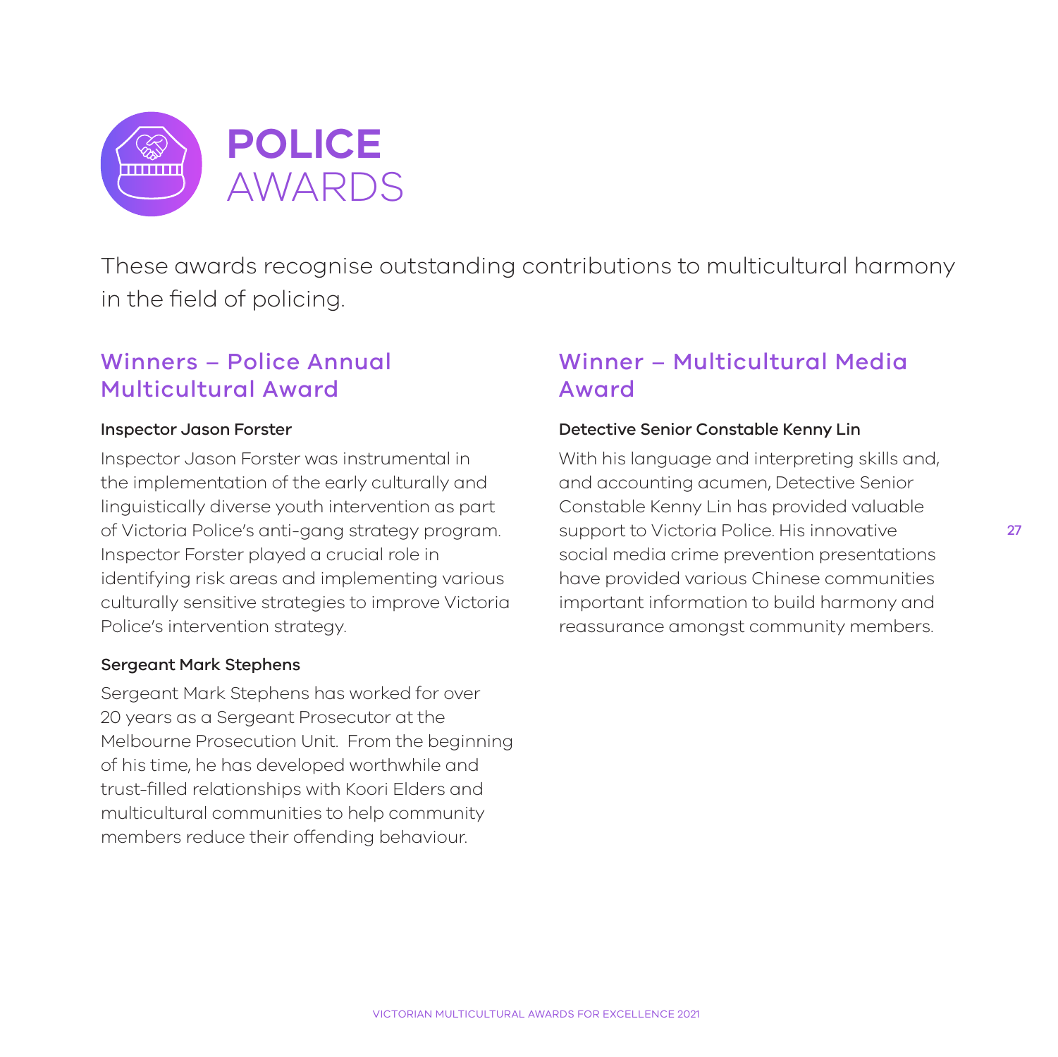# POLICE AWARDS

These awards recognise outstanding contributions to multicultural harmony in the field of policing.

## Winners – Police Annual Multicultural Award

**Inspector Jason Forster**

Inspector Jason Forster was instrumental in the implementation of the early culturally and linguistically diverse youth intervention as part of Victoria Police's anti-gang strategy program. Inspector Forster played a crucial role in identifying risk areas and implementing various culturally sensitive strategies to improve Victoria Police's intervention strategy.

**Sergeant Mark Stephens**

Sergeant Mark Stephens has worked for over 20 years as a Sergeant Prosecutor at the Melbourne Prosecution Unit. From the beginning of his time, he has developed worthwhile and trust-filled relationships with Koori Elders and multicultural communities to help community members reduce their offending behaviour.

## Winner – Multicultural Media Award

**Detective Senior Constable Kenny Lin**

With his language and interpreting skills and, and accounting acumen, Detective Senior Constable Kenny Lin has provided valuable support to Victoria Police. His innovative social media crime prevention presentations have provided various Chinese communities important information to build harmony and reassurance amongst community members.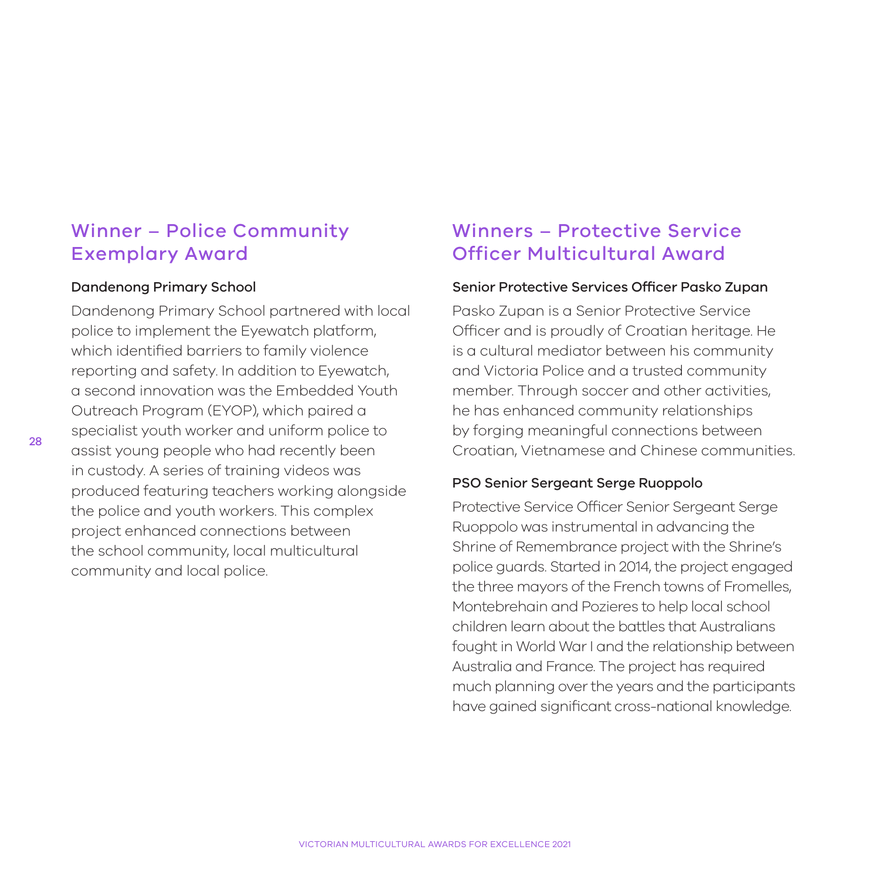## Winner – Police Community Exemplary Award

### Dandenong Primary School

Dandenong Primary School partnered with local police to implement the Eyewatch platform, which identified barriers to family violence reporting and safety. In addition to Eyewatch, a second innovation was the Embedded Youth Outreach Program (EYOP), which paired a specialist youth worker and uniform police to assist young people who had recently been in custody. A series of training videos was produced featuring teachers working alongside the police and youth workers. This complex project enhanced connections between the school community, local multicultural community and local police.

## Winners – Protective Service Officer Multicultural Award

### Senior Protective Services Officer Pasko Zupan

Pasko Zupan is a Senior Protective Service Officer and is proudly of Croatian heritage. He is a cultural mediator between his community and Victoria Police and a trusted community member. Through soccer and other activities, he has enhanced community relationships by forging meaningful connections between Croatian, Vietnamese and Chinese communities.

### PSO Senior Sergeant Serge Ruoppolo

Protective Service Officer Senior Sergeant Serge Ruoppolo was instrumental in advancing the Shrine of Remembrance project with the Shrine's police guards. Started in 2014, the project engaged the three mayors of the French towns of Fromelles, Montebrehain and Pozieres to help local school children learn about the battles that Australians fought in World War I and the relationship between Australia and France. The project has required much planning over the years and the participants have gained significant cross-national knowledge.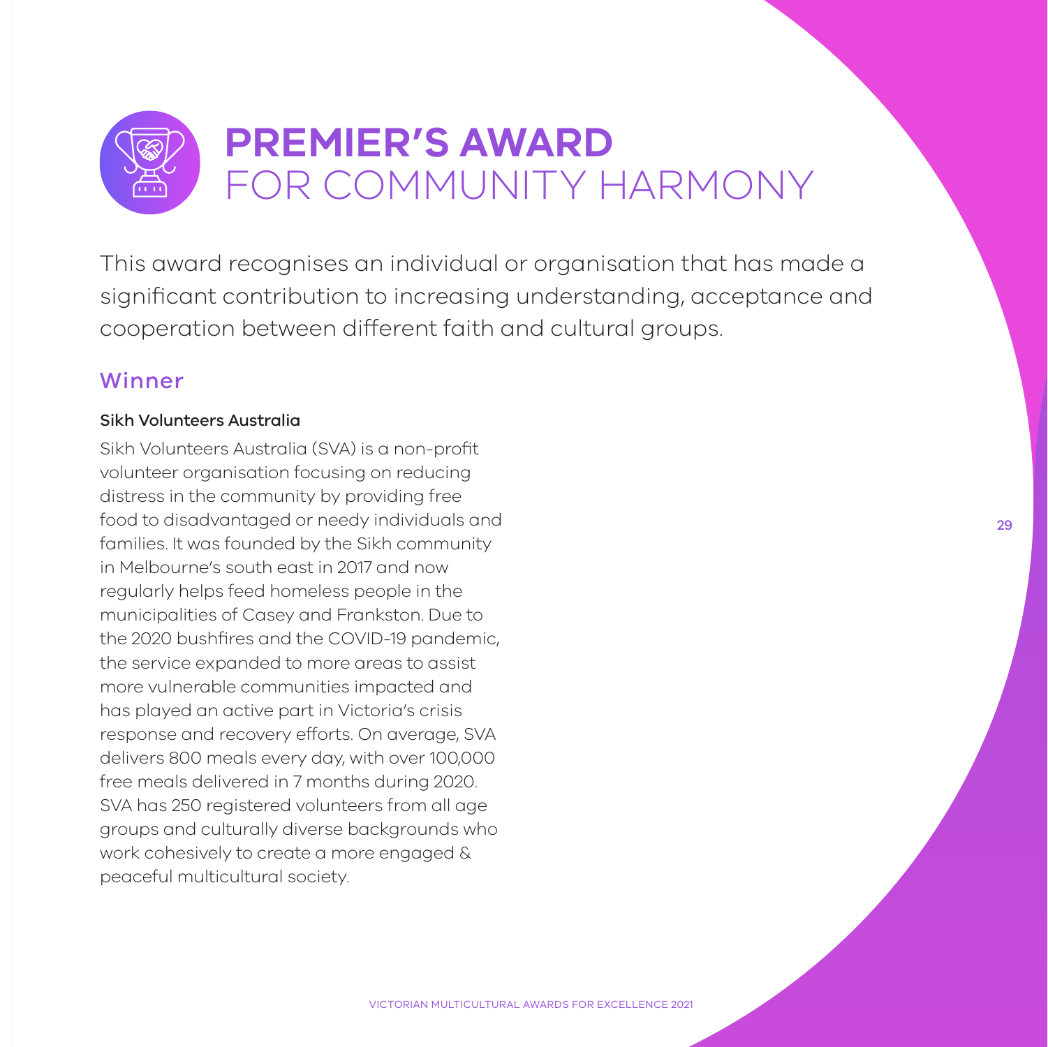# PREMIER'S AWARD FOR COMMUNITY HARMONY

This award recognises an individual or organisation that has made a significant contribution to increasing understanding, acceptance and cooperation between different faith and cultural groups.

## Winner

### Sikh Volunteers Australia

Sikh Volunteers Australia (SVA) is a non-profit volunteer organisation focusing on reducing distress in the community by providing free food to disadvantaged or needy individuals and families. It was founded by the Sikh community in Melbourne's south east in 2017 and now regularly helps feed homeless people in the municipalities of Casey and Frankston. Due to the 2020 bushfires and the COVID-19 pandemic, the service expanded to more areas to assist more vulnerable communities impacted and has played an active part in Victoria's crisis response and recovery efforts. On average, SVA delivers 800 meals every day, with over 100,000 free meals delivered in 7 months during 2020. SVA has 250 registered volunteers from all age groups and culturally diverse backgrounds who work cohesively to create a more engaged & peaceful multicultural society.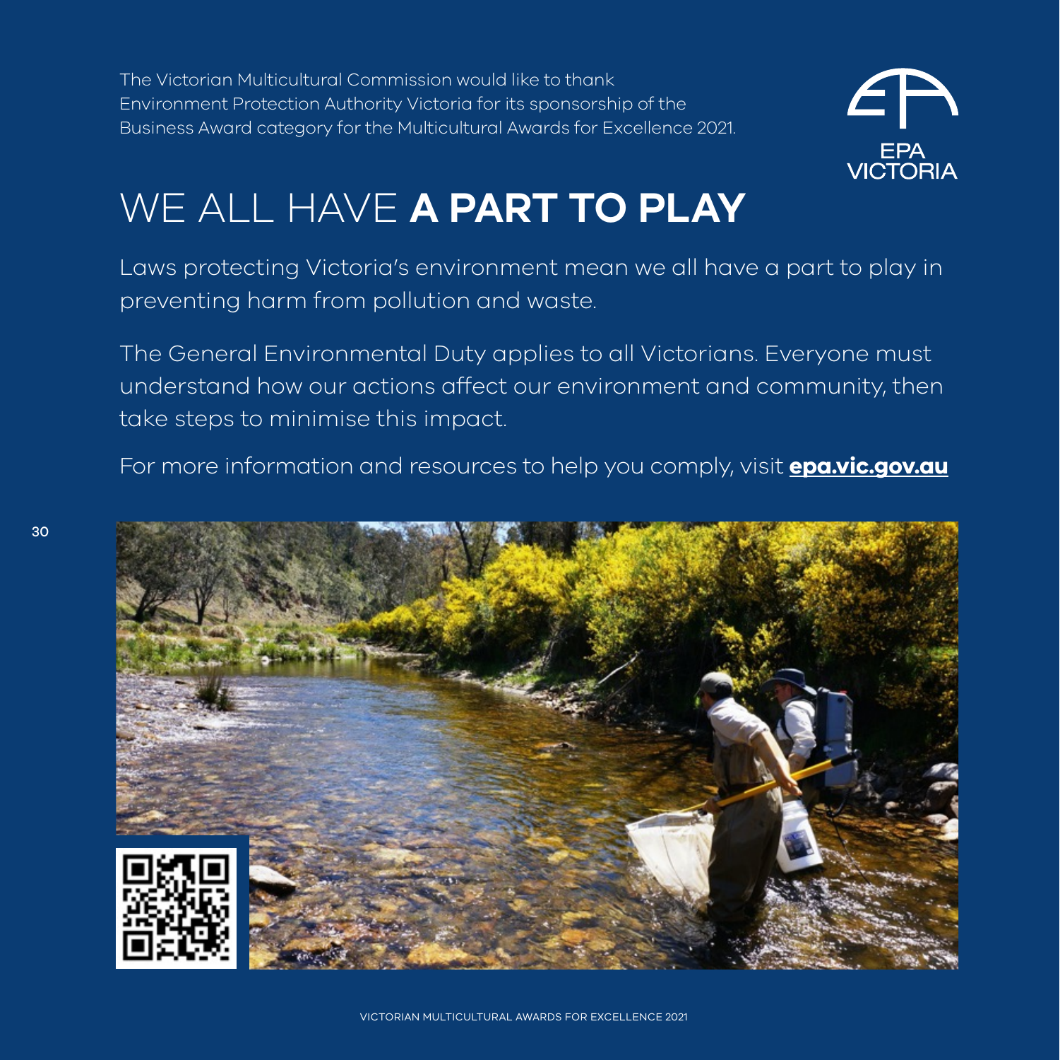The Victorian Multicultural Commission would like to thank Environment Protection Authority Victoria for its sponsorship of the Business Award category for the Multicultural Awards for Excellence 2021.

EPA VICTORIA

# WE ALL HAVE **A PART TO PLAY**

Laws protecting Victoria's environment mean we all have a part to play in preventing harm from pollution and waste.

The General Environmental Duty applies to all Victorians. Everyone must understand how our actions affect our environment and community, then take steps to minimise this impact.

For more information and resources to help you comply, visit **epa.vic.gov.au**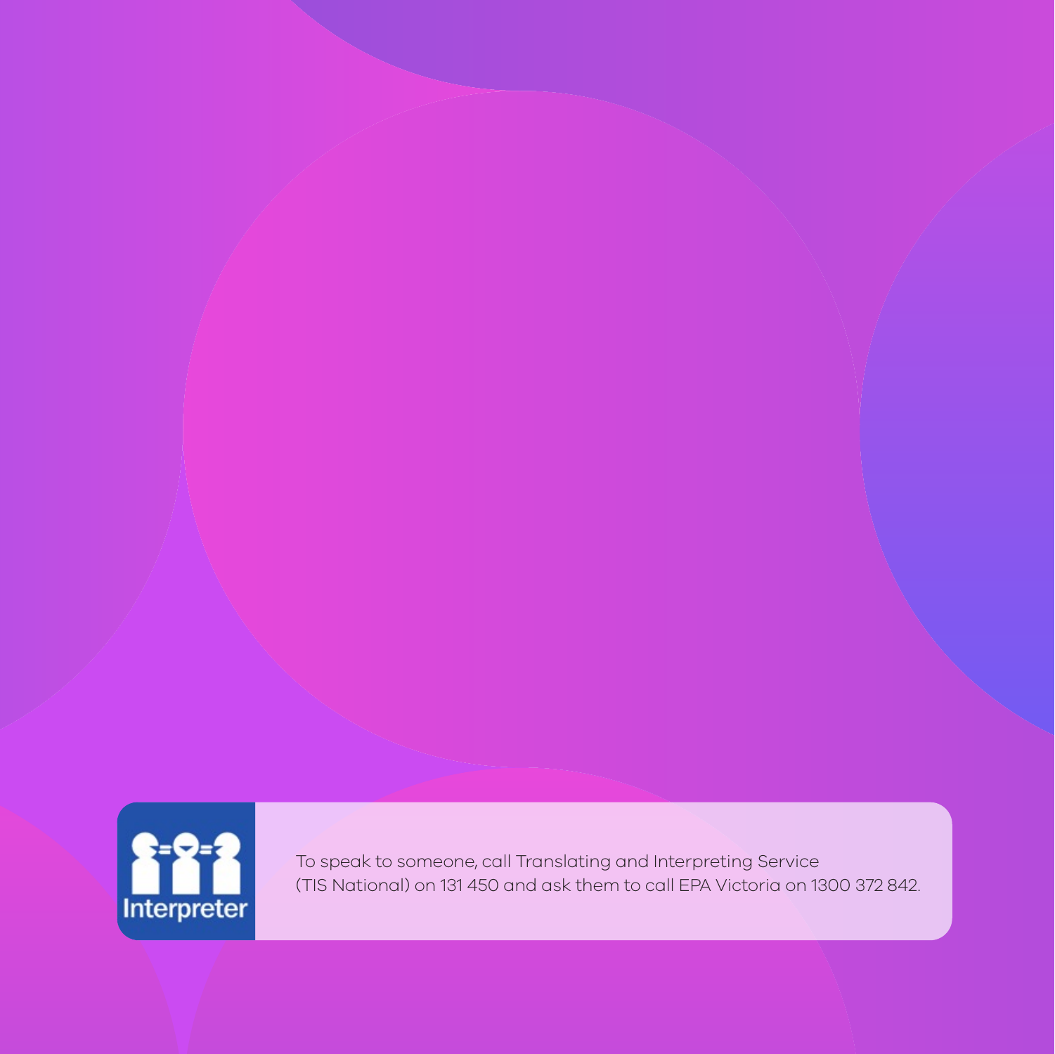Interpreter

To speak to someone, call Translating and Interpreting Service (TIS National) on 131 450 and ask them to call EPA Victoria on 1300 372 842.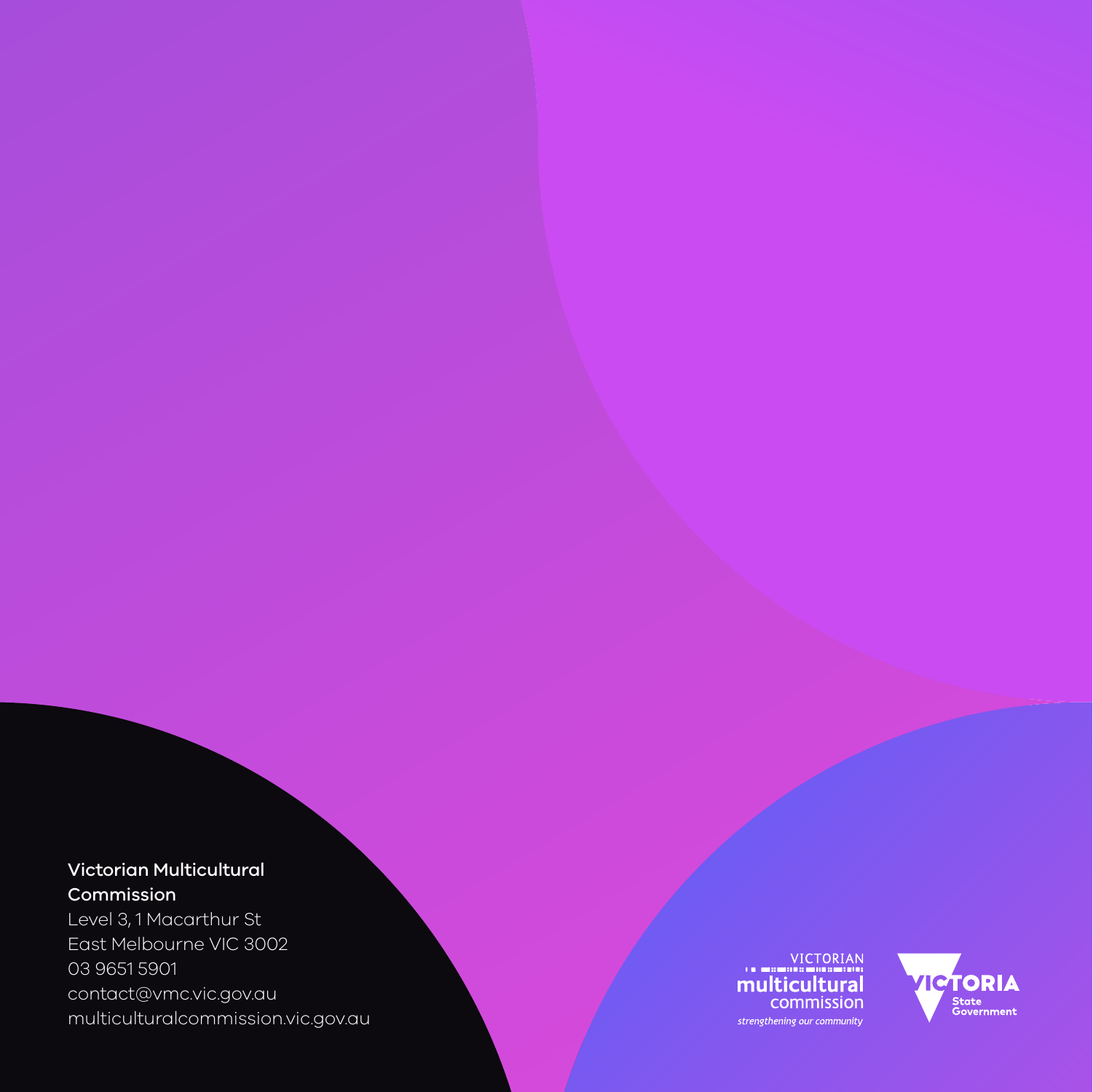**Victorian Multicultural Commission**

Level 3, 1 Macarthur St
East Melbourne VIC 3002
03 9651 5901
contact@vmc.vic.gov.au
multiculturalcommission.vic.gov.au

VICTORIAN multicultural commission
*strengthening our community*

VICTORIA State Government